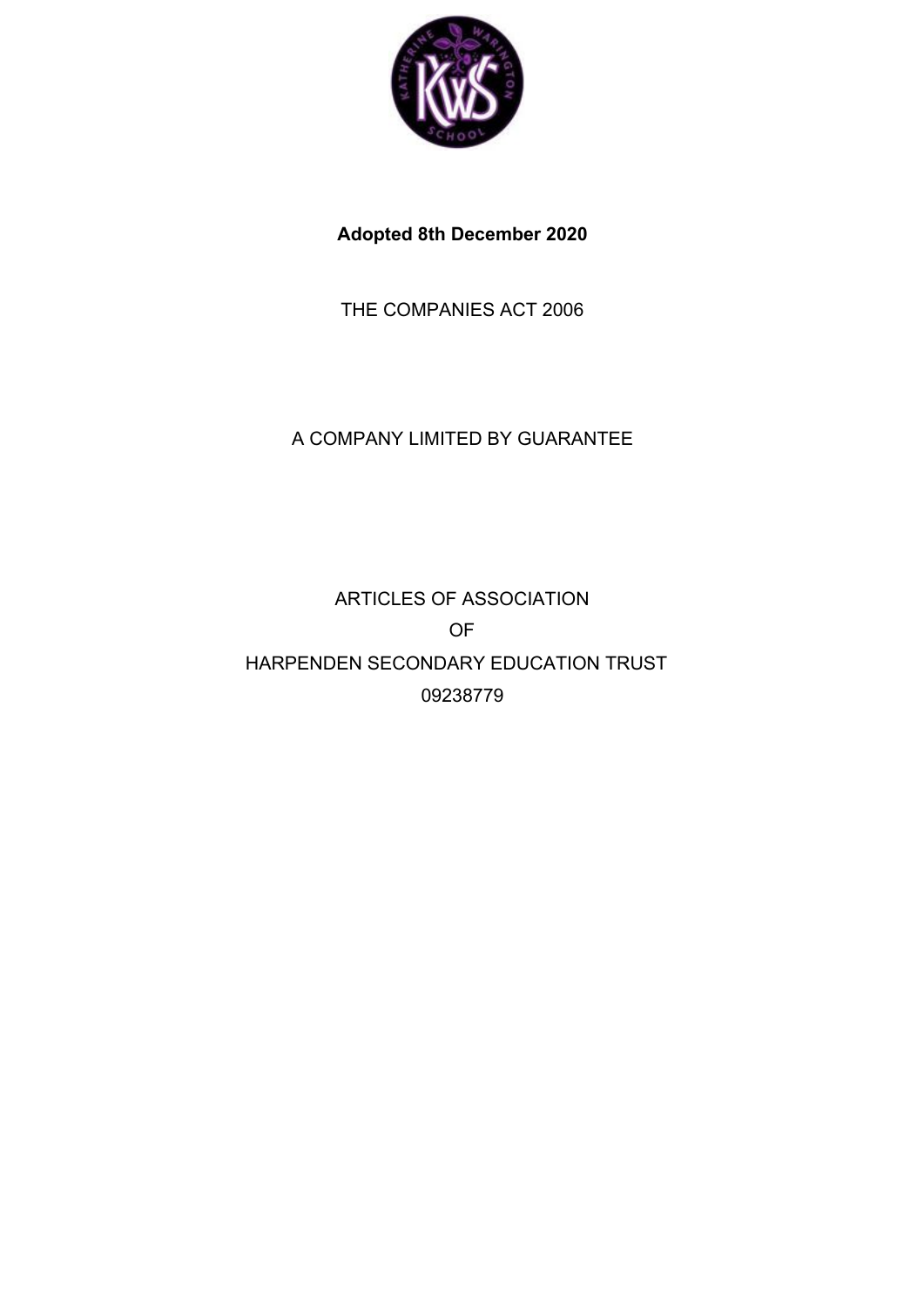**Adopted 8th December 2020**

THE COMPANIES ACT 2006

A COMPANY LIMITED BY GUARANTEE

ARTICLES OF ASSOCIATION

OF

HARPENDEN SECONDARY EDUCATION TRUST

09238779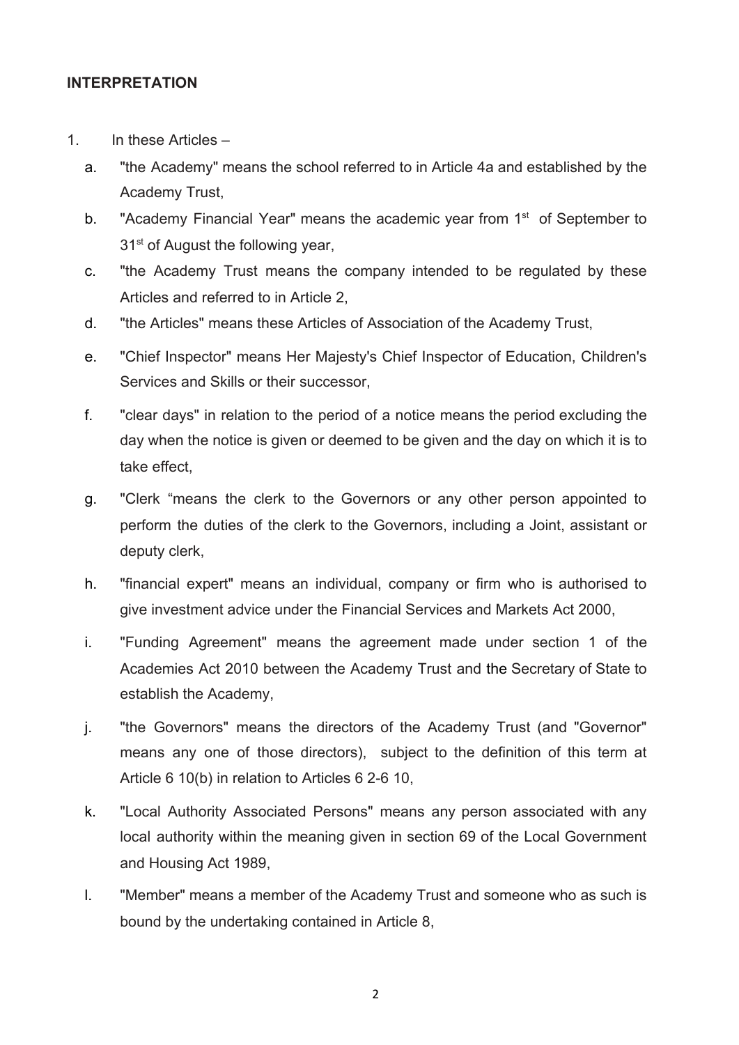## INTERPRETATION

1. In these Articles –

   a. "the Academy" means the school referred to in Article 4a and established by the Academy Trust,

   b. "Academy Financial Year" means the academic year from 1st of September to 31st of August the following year,

   c. "the Academy Trust means the company intended to be regulated by these Articles and referred to in Article 2,

   d. "the Articles" means these Articles of Association of the Academy Trust,

   e. "Chief Inspector" means Her Majesty's Chief Inspector of Education, Children's Services and Skills or their successor,

   f. "clear days" in relation to the period of a notice means the period excluding the day when the notice is given or deemed to be given and the day on which it is to take effect,

   g. "Clerk "means the clerk to the Governors or any other person appointed to perform the duties of the clerk to the Governors, including a Joint, assistant or deputy clerk,

   h. "financial expert" means an individual, company or firm who is authorised to give investment advice under the Financial Services and Markets Act 2000,

   i. "Funding Agreement" means the agreement made under section 1 of the Academies Act 2010 between the Academy Trust and the Secretary of State to establish the Academy,

   j. "the Governors" means the directors of the Academy Trust (and "Governor" means any one of those directors), subject to the definition of this term at Article 6 10(b) in relation to Articles 6 2-6 10,

   k. "Local Authority Associated Persons" means any person associated with any local authority within the meaning given in section 69 of the Local Government and Housing Act 1989,

   l. "Member" means a member of the Academy Trust and someone who as such is bound by the undertaking contained in Article 8,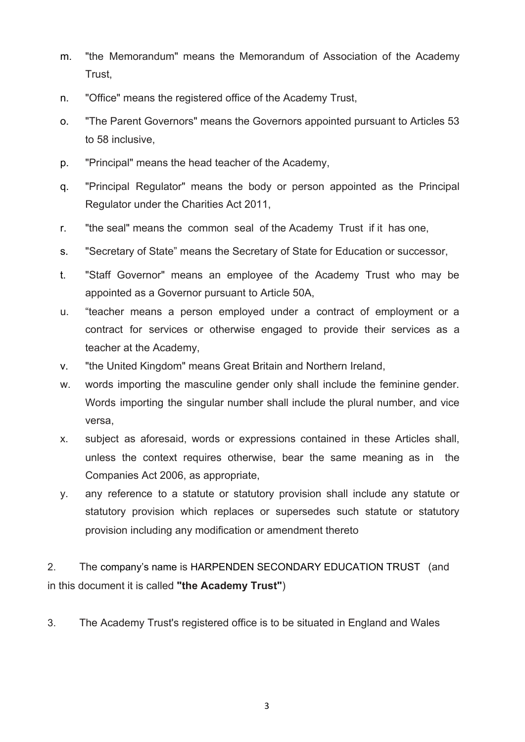m. "the Memorandum" means the Memorandum of Association of the Academy Trust,

n. "Office" means the registered office of the Academy Trust,

o. "The Parent Governors" means the Governors appointed pursuant to Articles 53 to 58 inclusive,

p. "Principal" means the head teacher of the Academy,

q. "Principal Regulator" means the body or person appointed as the Principal Regulator under the Charities Act 2011,

r. "the seal" means the common seal of the Academy Trust if it has one,

s. "Secretary of State" means the Secretary of State for Education or successor,

t. "Staff Governor" means an employee of the Academy Trust who may be appointed as a Governor pursuant to Article 50A,

u. "teacher means a person employed under a contract of employment or a contract for services or otherwise engaged to provide their services as a teacher at the Academy,

v. "the United Kingdom" means Great Britain and Northern Ireland,

w. words importing the masculine gender only shall include the feminine gender. Words importing the singular number shall include the plural number, and vice versa,

x. subject as aforesaid, words or expressions contained in these Articles shall, unless the context requires otherwise, bear the same meaning as in the Companies Act 2006, as appropriate,

y. any reference to a statute or statutory provision shall include any statute or statutory provision which replaces or supersedes such statute or statutory provision including any modification or amendment thereto

2. The company's name is HARPENDEN SECONDARY EDUCATION TRUST (and in this document it is called **"the Academy Trust"**)

3. The Academy Trust's registered office is to be situated in England and Wales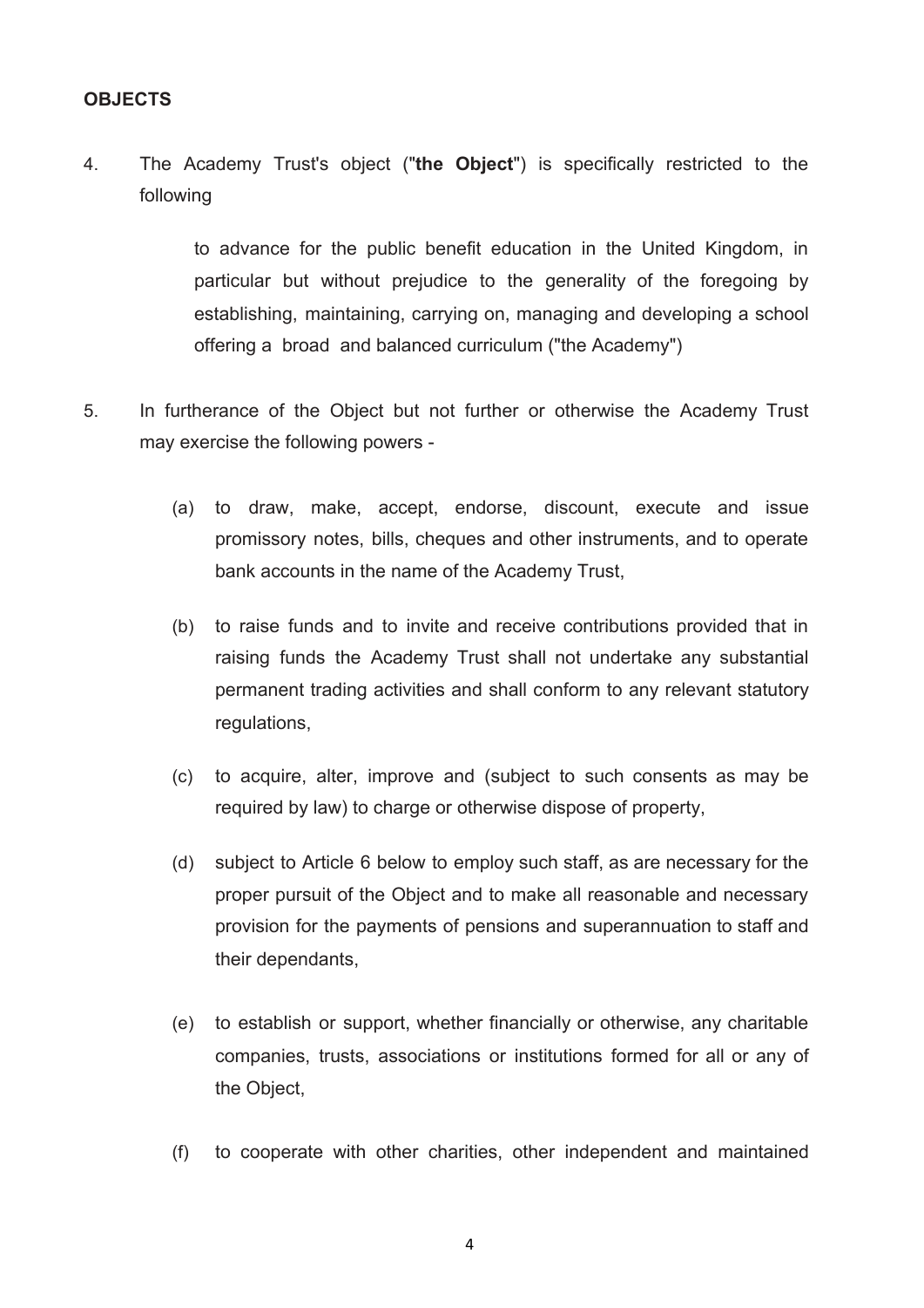**OBJECTS**

4. The Academy Trust's object ("**the Object**") is specifically restricted to the following

   to advance for the public benefit education in the United Kingdom, in particular but without prejudice to the generality of the foregoing by establishing, maintaining, carrying on, managing and developing a school offering a broad and balanced curriculum ("the Academy")

5. In furtherance of the Object but not further or otherwise the Academy Trust may exercise the following powers -

   (a) to draw, make, accept, endorse, discount, execute and issue promissory notes, bills, cheques and other instruments, and to operate bank accounts in the name of the Academy Trust,

   (b) to raise funds and to invite and receive contributions provided that in raising funds the Academy Trust shall not undertake any substantial permanent trading activities and shall conform to any relevant statutory regulations,

   (c) to acquire, alter, improve and (subject to such consents as may be required by law) to charge or otherwise dispose of property,

   (d) subject to Article 6 below to employ such staff, as are necessary for the proper pursuit of the Object and to make all reasonable and necessary provision for the payments of pensions and superannuation to staff and their dependants,

   (e) to establish or support, whether financially or otherwise, any charitable companies, trusts, associations or institutions formed for all or any of the Object,

   (f) to cooperate with other charities, other independent and maintained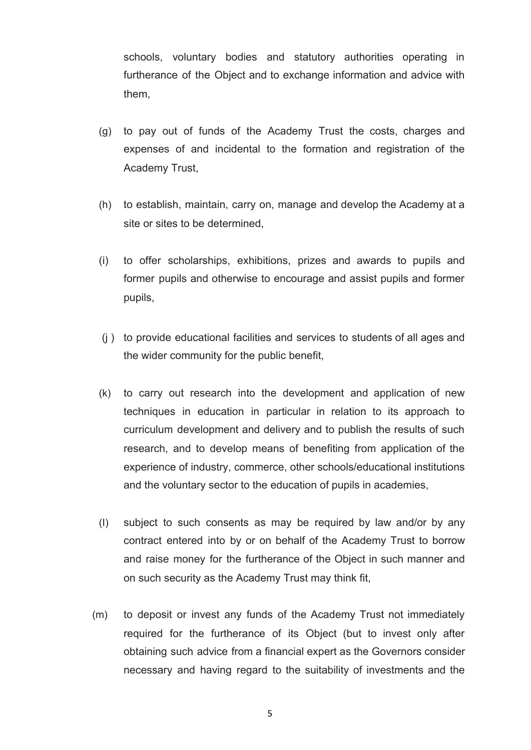schools, voluntary bodies and statutory authorities operating in furtherance of the Object and to exchange information and advice with them,

(g) to pay out of funds of the Academy Trust the costs, charges and expenses of and incidental to the formation and registration of the Academy Trust,

(h) to establish, maintain, carry on, manage and develop the Academy at a site or sites to be determined,

(i) to offer scholarships, exhibitions, prizes and awards to pupils and former pupils and otherwise to encourage and assist pupils and former pupils,

(j) to provide educational facilities and services to students of all ages and the wider community for the public benefit,

(k) to carry out research into the development and application of new techniques in education in particular in relation to its approach to curriculum development and delivery and to publish the results of such research, and to develop means of benefiting from application of the experience of industry, commerce, other schools/educational institutions and the voluntary sector to the education of pupils in academies,

(l) subject to such consents as may be required by law and/or by any contract entered into by or on behalf of the Academy Trust to borrow and raise money for the furtherance of the Object in such manner and on such security as the Academy Trust may think fit,

(m) to deposit or invest any funds of the Academy Trust not immediately required for the furtherance of its Object (but to invest only after obtaining such advice from a financial expert as the Governors consider necessary and having regard to the suitability of investments and the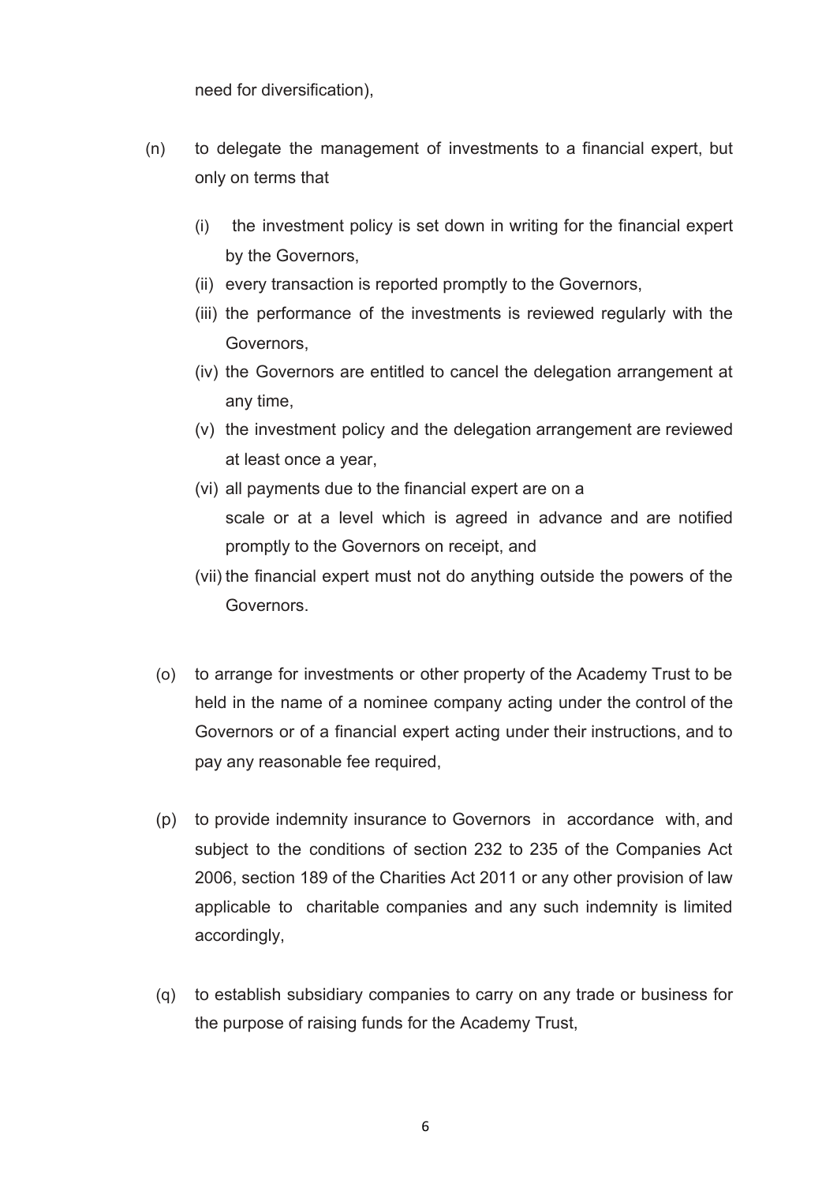need for diversification),

(n) to delegate the management of investments to a financial expert, but only on terms that

   (i) the investment policy is set down in writing for the financial expert by the Governors,
   (ii) every transaction is reported promptly to the Governors,
   (iii) the performance of the investments is reviewed regularly with the Governors,
   (iv) the Governors are entitled to cancel the delegation arrangement at any time,
   (v) the investment policy and the delegation arrangement are reviewed at least once a year,
   (vi) all payments due to the financial expert are on a scale or at a level which is agreed in advance and are notified promptly to the Governors on receipt, and
   (vii) the financial expert must not do anything outside the powers of the Governors.

(o) to arrange for investments or other property of the Academy Trust to be held in the name of a nominee company acting under the control of the Governors or of a financial expert acting under their instructions, and to pay any reasonable fee required,

(p) to provide indemnity insurance to Governors in accordance with, and subject to the conditions of section 232 to 235 of the Companies Act 2006, section 189 of the Charities Act 2011 or any other provision of law applicable to charitable companies and any such indemnity is limited accordingly,

(q) to establish subsidiary companies to carry on any trade or business for the purpose of raising funds for the Academy Trust,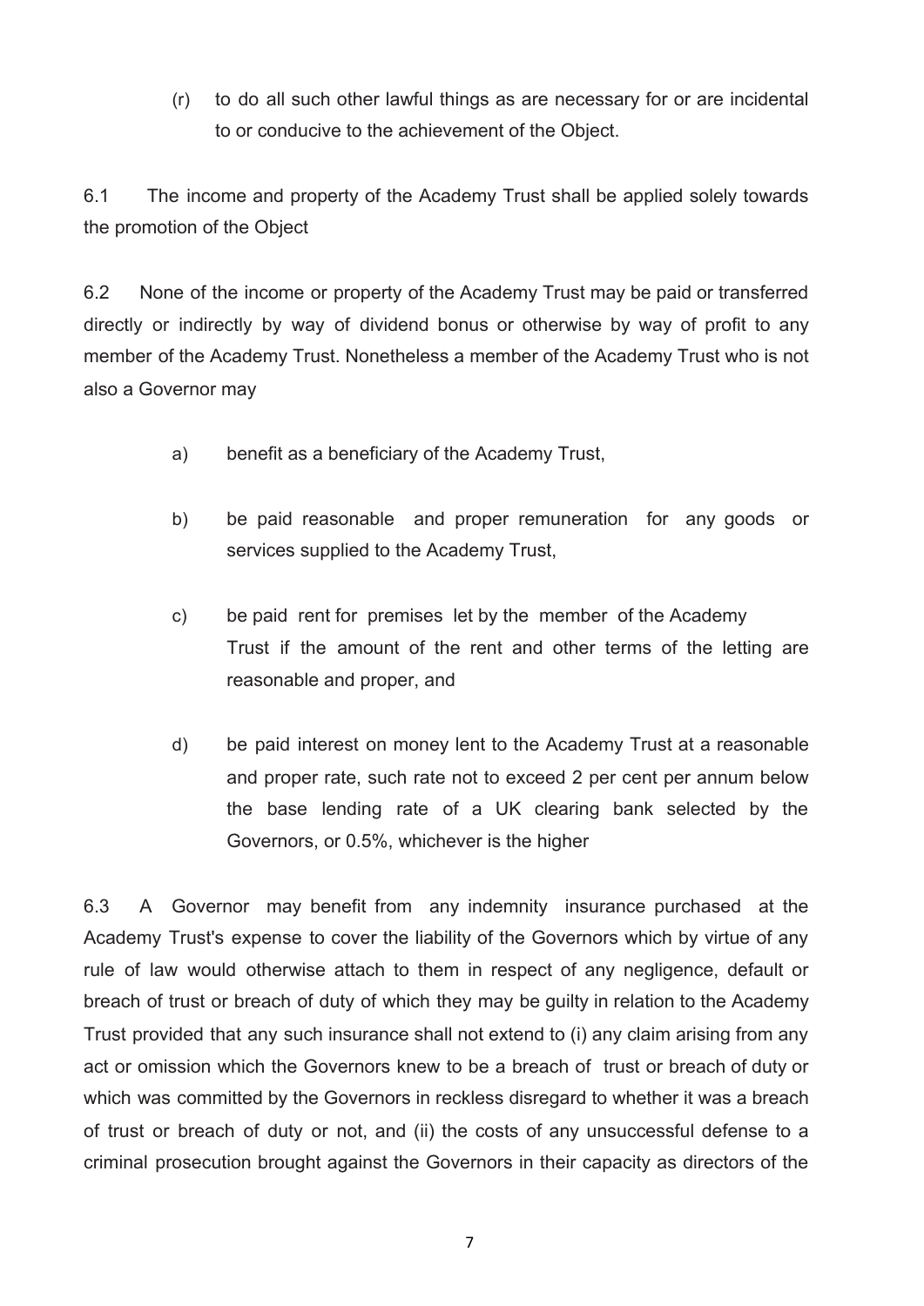(r) to do all such other lawful things as are necessary for or are incidental to or conducive to the achievement of the Object.

6.1 The income and property of the Academy Trust shall be applied solely towards the promotion of the Object

6.2 None of the income or property of the Academy Trust may be paid or transferred directly or indirectly by way of dividend bonus or otherwise by way of profit to any member of the Academy Trust. Nonetheless a member of the Academy Trust who is not also a Governor may

a) benefit as a beneficiary of the Academy Trust,

b) be paid reasonable and proper remuneration for any goods or services supplied to the Academy Trust,

c) be paid rent for premises let by the member of the Academy Trust if the amount of the rent and other terms of the letting are reasonable and proper, and

d) be paid interest on money lent to the Academy Trust at a reasonable and proper rate, such rate not to exceed 2 per cent per annum below the base lending rate of a UK clearing bank selected by the Governors, or 0.5%, whichever is the higher

6.3 A Governor may benefit from any indemnity insurance purchased at the Academy Trust's expense to cover the liability of the Governors which by virtue of any rule of law would otherwise attach to them in respect of any negligence, default or breach of trust or breach of duty of which they may be guilty in relation to the Academy Trust provided that any such insurance shall not extend to (i) any claim arising from any act or omission which the Governors knew to be a breach of trust or breach of duty or which was committed by the Governors in reckless disregard to whether it was a breach of trust or breach of duty or not, and (ii) the costs of any unsuccessful defense to a criminal prosecution brought against the Governors in their capacity as directors of the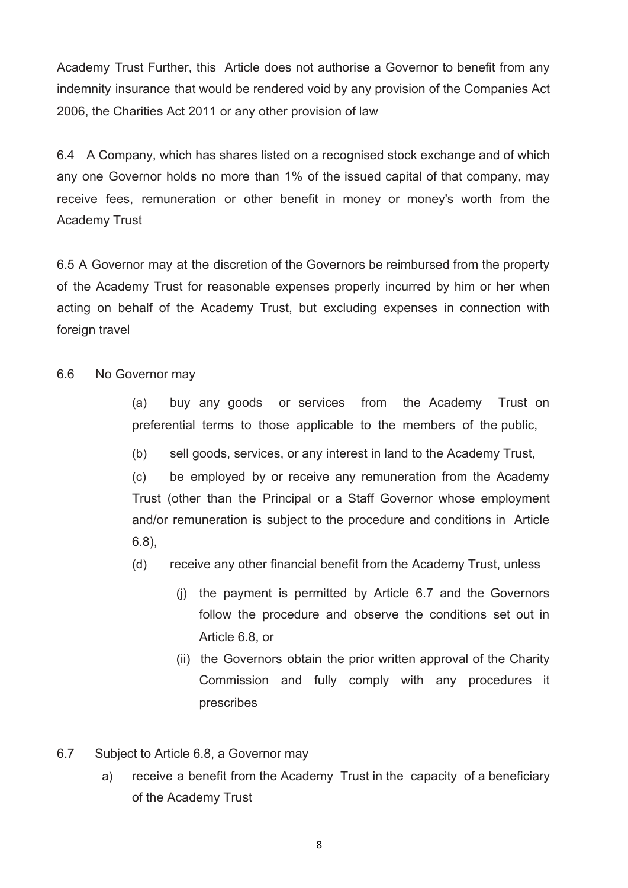Academy Trust Further, this Article does not authorise a Governor to benefit from any indemnity insurance that would be rendered void by any provision of the Companies Act 2006, the Charities Act 2011 or any other provision of law

6.4 A Company, which has shares listed on a recognised stock exchange and of which any one Governor holds no more than 1% of the issued capital of that company, may receive fees, remuneration or other benefit in money or money's worth from the Academy Trust

6.5 A Governor may at the discretion of the Governors be reimbursed from the property of the Academy Trust for reasonable expenses properly incurred by him or her when acting on behalf of the Academy Trust, but excluding expenses in connection with foreign travel

6.6 No Governor may

(a) buy any goods or services from the Academy Trust on preferential terms to those applicable to the members of the public,

(b) sell goods, services, or any interest in land to the Academy Trust,

(c) be employed by or receive any remuneration from the Academy Trust (other than the Principal or a Staff Governor whose employment and/or remuneration is subject to the procedure and conditions in Article 6.8),

(d) receive any other financial benefit from the Academy Trust, unless

(j) the payment is permitted by Article 6.7 and the Governors follow the procedure and observe the conditions set out in Article 6.8, or

(ii) the Governors obtain the prior written approval of the Charity Commission and fully comply with any procedures it prescribes

6.7 Subject to Article 6.8, a Governor may

a) receive a benefit from the Academy Trust in the capacity of a beneficiary of the Academy Trust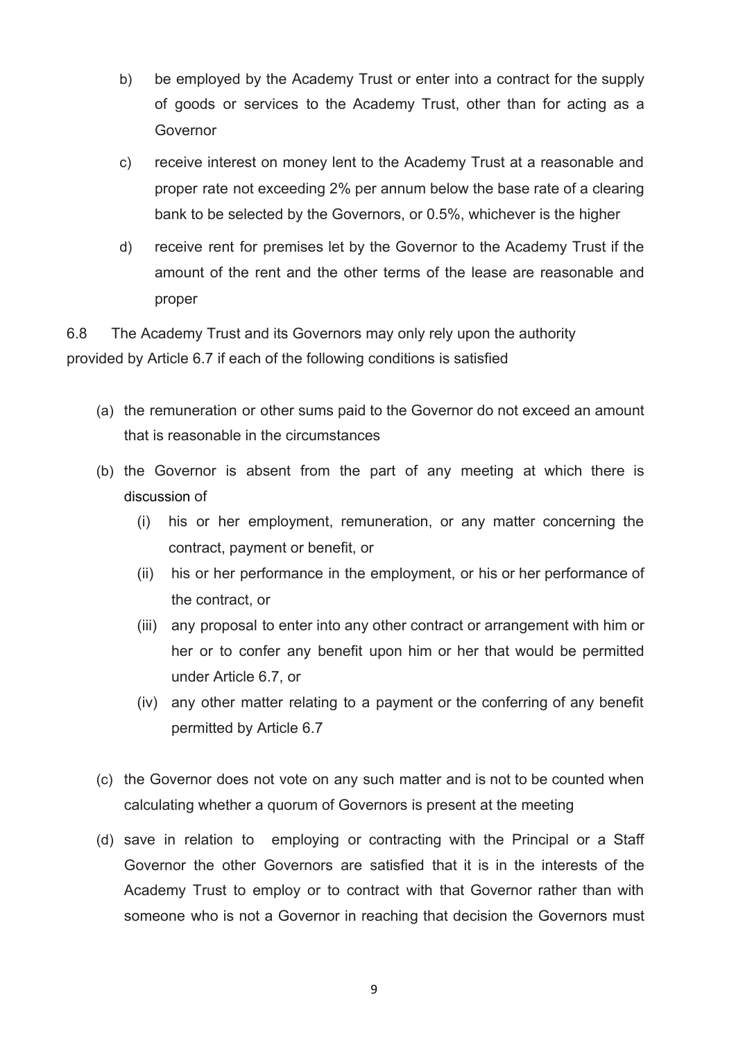b) be employed by the Academy Trust or enter into a contract for the supply of goods or services to the Academy Trust, other than for acting as a Governor

c) receive interest on money lent to the Academy Trust at a reasonable and proper rate not exceeding 2% per annum below the base rate of a clearing bank to be selected by the Governors, or 0.5%, whichever is the higher

d) receive rent for premises let by the Governor to the Academy Trust if the amount of the rent and the other terms of the lease are reasonable and proper

6.8 The Academy Trust and its Governors may only rely upon the authority provided by Article 6.7 if each of the following conditions is satisfied

(a) the remuneration or other sums paid to the Governor do not exceed an amount that is reasonable in the circumstances

(b) the Governor is absent from the part of any meeting at which there is discussion of

(i) his or her employment, remuneration, or any matter concerning the contract, payment or benefit, or

(ii) his or her performance in the employment, or his or her performance of the contract, or

(iii) any proposal to enter into any other contract or arrangement with him or her or to confer any benefit upon him or her that would be permitted under Article 6.7, or

(iv) any other matter relating to a payment or the conferring of any benefit permitted by Article 6.7

(c) the Governor does not vote on any such matter and is not to be counted when calculating whether a quorum of Governors is present at the meeting

(d) save in relation to employing or contracting with the Principal or a Staff Governor the other Governors are satisfied that it is in the interests of the Academy Trust to employ or to contract with that Governor rather than with someone who is not a Governor in reaching that decision the Governors must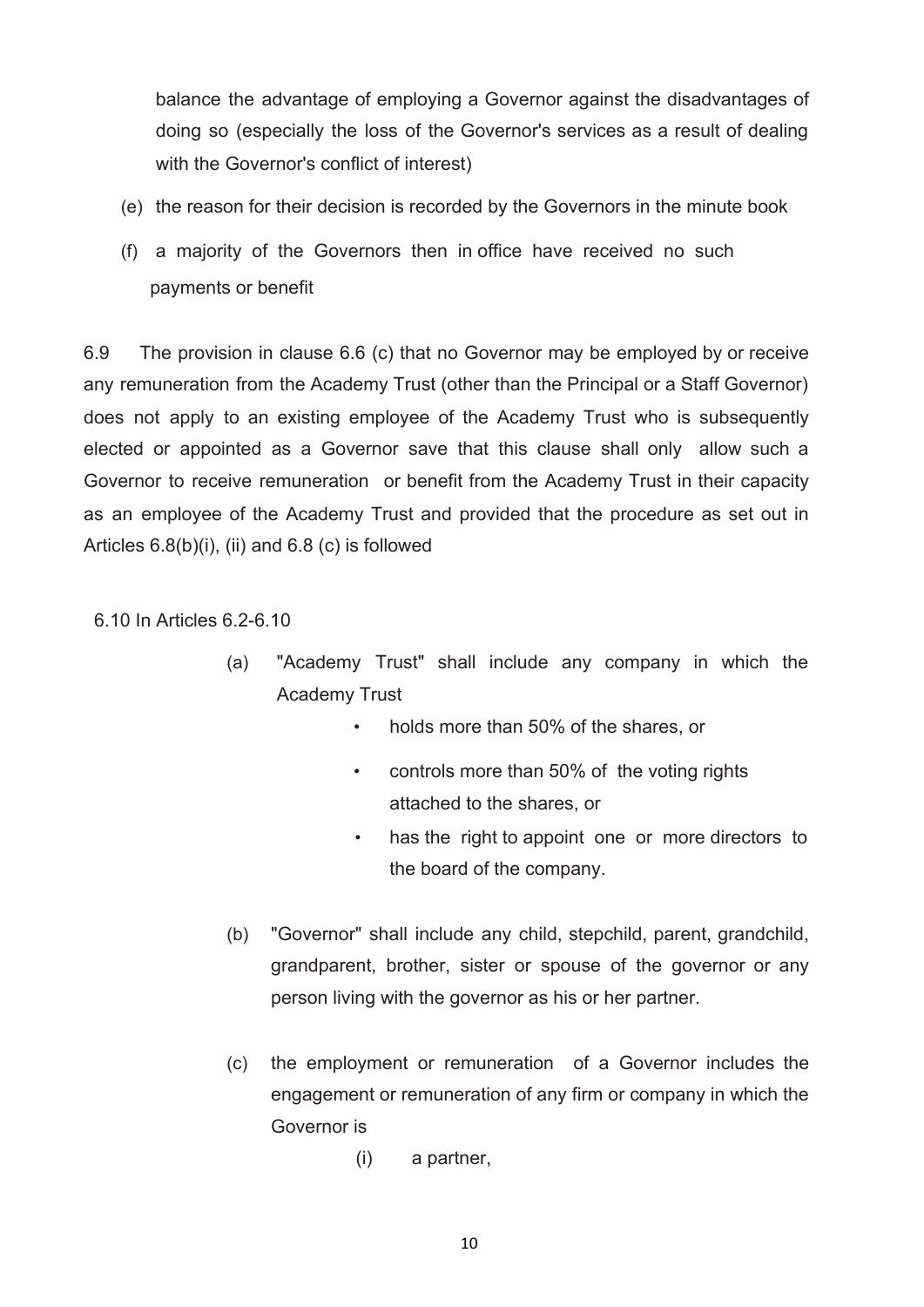balance the advantage of employing a Governor against the disadvantages of doing so (especially the loss of the Governor's services as a result of dealing with the Governor's conflict of interest)

(e) the reason for their decision is recorded by the Governors in the minute book

(f) a majority of the Governors then in office have received no such payments or benefit

6.9 The provision in clause 6.6 (c) that no Governor may be employed by or receive any remuneration from the Academy Trust (other than the Principal or a Staff Governor) does not apply to an existing employee of the Academy Trust who is subsequently elected or appointed as a Governor save that this clause shall only allow such a Governor to receive remuneration or benefit from the Academy Trust in their capacity as an employee of the Academy Trust and provided that the procedure as set out in Articles 6.8(b)(i), (ii) and 6.8 (c) is followed

6.10 In Articles 6.2-6.10

(a) "Academy Trust" shall include any company in which the Academy Trust

- holds more than 50% of the shares, or
- controls more than 50% of the voting rights attached to the shares, or
- has the right to appoint one or more directors to the board of the company.

(b) "Governor" shall include any child, stepchild, parent, grandchild, grandparent, brother, sister or spouse of the governor or any person living with the governor as his or her partner.

(c) the employment or remuneration of a Governor includes the engagement or remuneration of any firm or company in which the Governor is

(i) a partner,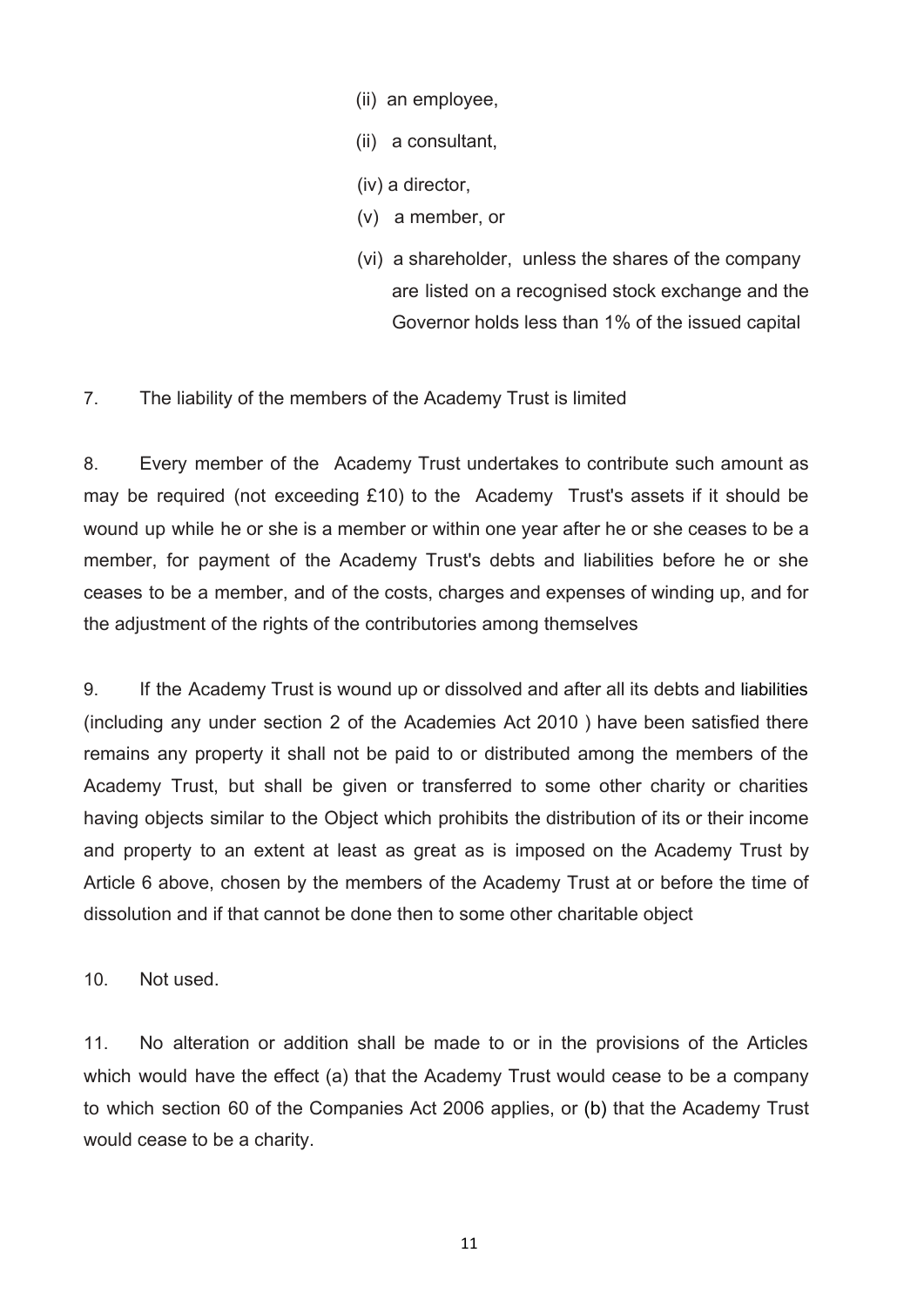(ii) an employee,

(ii) a consultant,

(iv) a director,

(v) a member, or

(vi) a shareholder, unless the shares of the company are listed on a recognised stock exchange and the Governor holds less than 1% of the issued capital

7. The liability of the members of the Academy Trust is limited

8. Every member of the Academy Trust undertakes to contribute such amount as may be required (not exceeding £10) to the Academy Trust's assets if it should be wound up while he or she is a member or within one year after he or she ceases to be a member, for payment of the Academy Trust's debts and liabilities before he or she ceases to be a member, and of the costs, charges and expenses of winding up, and for the adjustment of the rights of the contributories among themselves

9. If the Academy Trust is wound up or dissolved and after all its debts and liabilities (including any under section 2 of the Academies Act 2010 ) have been satisfied there remains any property it shall not be paid to or distributed among the members of the Academy Trust, but shall be given or transferred to some other charity or charities having objects similar to the Object which prohibits the distribution of its or their income and property to an extent at least as great as is imposed on the Academy Trust by Article 6 above, chosen by the members of the Academy Trust at or before the time of dissolution and if that cannot be done then to some other charitable object

10. Not used.

11. No alteration or addition shall be made to or in the provisions of the Articles which would have the effect (a) that the Academy Trust would cease to be a company to which section 60 of the Companies Act 2006 applies, or (b) that the Academy Trust would cease to be a charity.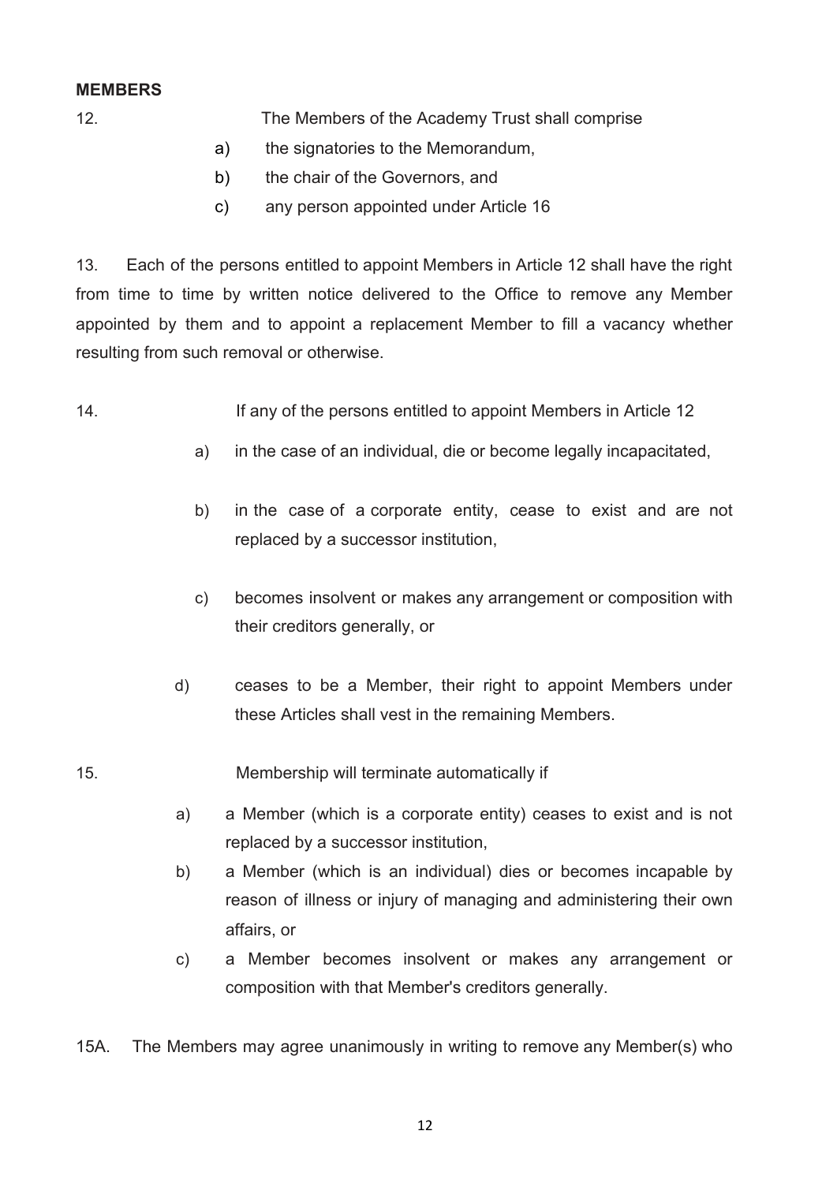**MEMBERS**

12. The Members of the Academy Trust shall comprise

   a) the signatories to the Memorandum,
   b) the chair of the Governors, and
   c) any person appointed under Article 16

13. Each of the persons entitled to appoint Members in Article 12 shall have the right from time to time by written notice delivered to the Office to remove any Member appointed by them and to appoint a replacement Member to fill a vacancy whether resulting from such removal or otherwise.

14. If any of the persons entitled to appoint Members in Article 12

   a) in the case of an individual, die or become legally incapacitated,

   b) in the case of a corporate entity, cease to exist and are not replaced by a successor institution,

   c) becomes insolvent or makes any arrangement or composition with their creditors generally, or

   d) ceases to be a Member, their right to appoint Members under these Articles shall vest in the remaining Members.

15. Membership will terminate automatically if

   a) a Member (which is a corporate entity) ceases to exist and is not replaced by a successor institution,
   b) a Member (which is an individual) dies or becomes incapable by reason of illness or injury of managing and administering their own affairs, or
   c) a Member becomes insolvent or makes any arrangement or composition with that Member's creditors generally.

15A. The Members may agree unanimously in writing to remove any Member(s) who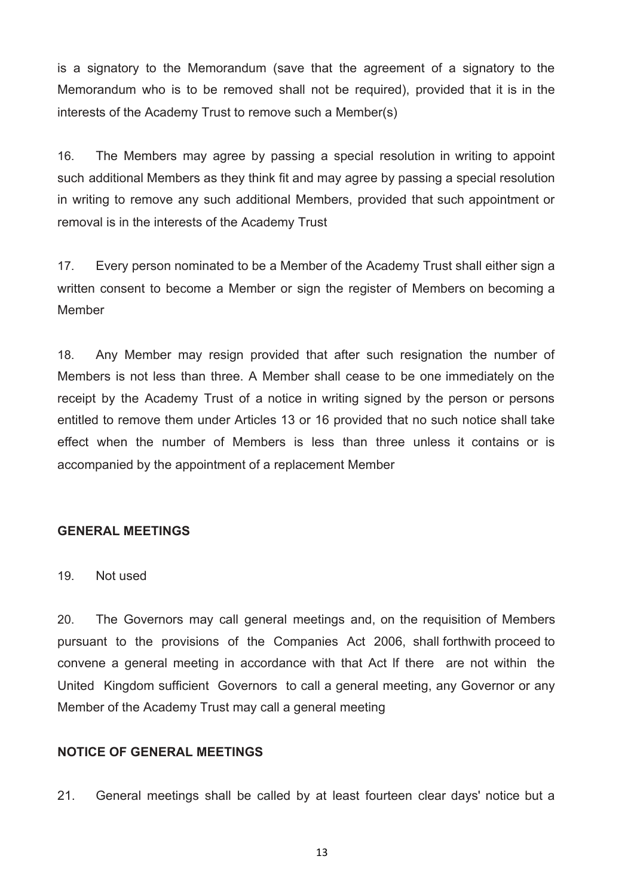is a signatory to the Memorandum (save that the agreement of a signatory to the Memorandum who is to be removed shall not be required), provided that it is in the interests of the Academy Trust to remove such a Member(s)

16. The Members may agree by passing a special resolution in writing to appoint such additional Members as they think fit and may agree by passing a special resolution in writing to remove any such additional Members, provided that such appointment or removal is in the interests of the Academy Trust

17. Every person nominated to be a Member of the Academy Trust shall either sign a written consent to become a Member or sign the register of Members on becoming a Member

18. Any Member may resign provided that after such resignation the number of Members is not less than three. A Member shall cease to be one immediately on the receipt by the Academy Trust of a notice in writing signed by the person or persons entitled to remove them under Articles 13 or 16 provided that no such notice shall take effect when the number of Members is less than three unless it contains or is accompanied by the appointment of a replacement Member

**GENERAL MEETINGS**

19. Not used

20. The Governors may call general meetings and, on the requisition of Members pursuant to the provisions of the Companies Act 2006, shall forthwith proceed to convene a general meeting in accordance with that Act If there are not within the United Kingdom sufficient Governors to call a general meeting, any Governor or any Member of the Academy Trust may call a general meeting

**NOTICE OF GENERAL MEETINGS**

21. General meetings shall be called by at least fourteen clear days' notice but a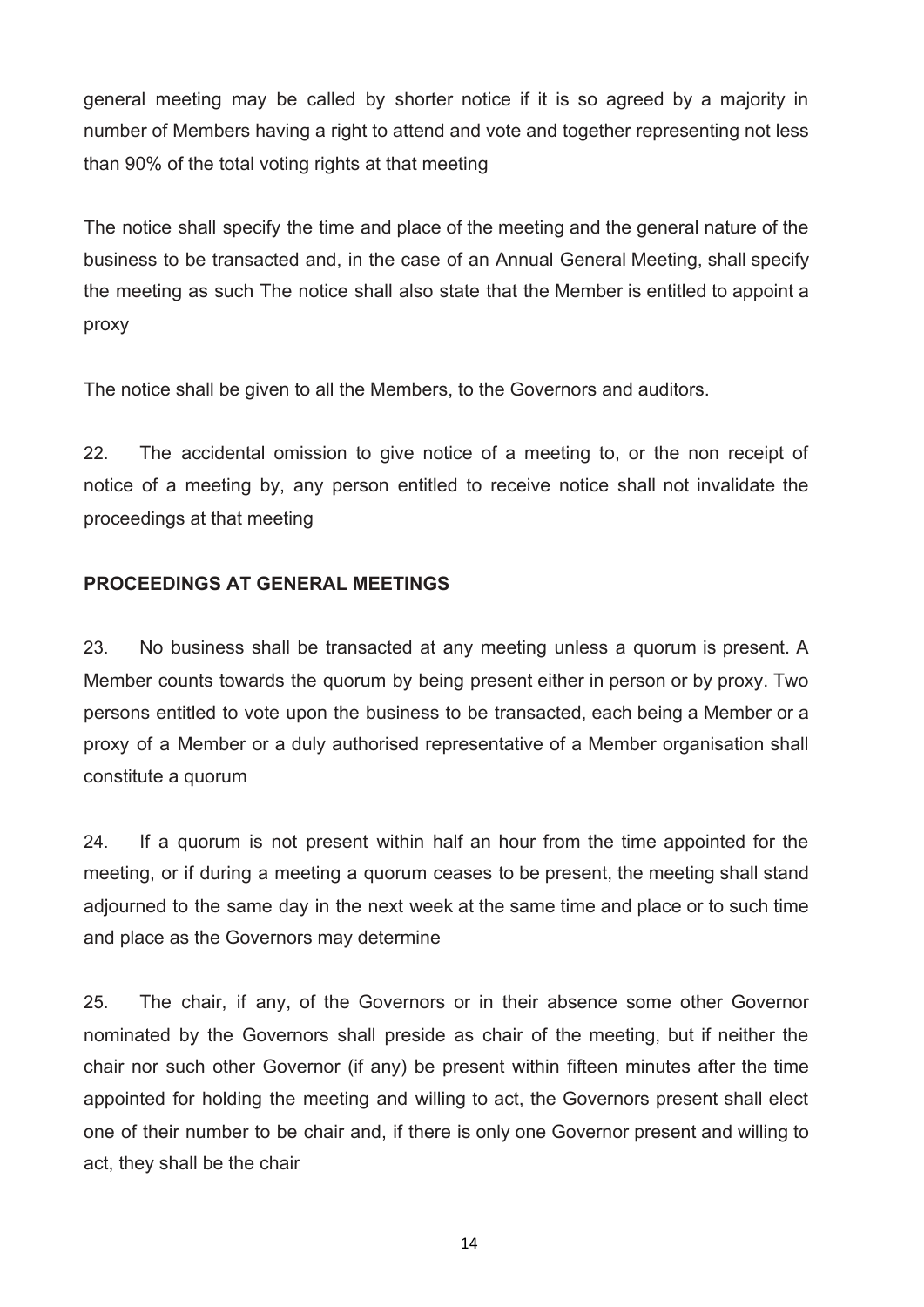general meeting may be called by shorter notice if it is so agreed by a majority in number of Members having a right to attend and vote and together representing not less than 90% of the total voting rights at that meeting

The notice shall specify the time and place of the meeting and the general nature of the business to be transacted and, in the case of an Annual General Meeting, shall specify the meeting as such The notice shall also state that the Member is entitled to appoint a proxy

The notice shall be given to all the Members, to the Governors and auditors.

22. The accidental omission to give notice of a meeting to, or the non receipt of notice of a meeting by, any person entitled to receive notice shall not invalidate the proceedings at that meeting

**PROCEEDINGS AT GENERAL MEETINGS**

23. No business shall be transacted at any meeting unless a quorum is present. A Member counts towards the quorum by being present either in person or by proxy. Two persons entitled to vote upon the business to be transacted, each being a Member or a proxy of a Member or a duly authorised representative of a Member organisation shall constitute a quorum

24. If a quorum is not present within half an hour from the time appointed for the meeting, or if during a meeting a quorum ceases to be present, the meeting shall stand adjourned to the same day in the next week at the same time and place or to such time and place as the Governors may determine

25. The chair, if any, of the Governors or in their absence some other Governor nominated by the Governors shall preside as chair of the meeting, but if neither the chair nor such other Governor (if any) be present within fifteen minutes after the time appointed for holding the meeting and willing to act, the Governors present shall elect one of their number to be chair and, if there is only one Governor present and willing to act, they shall be the chair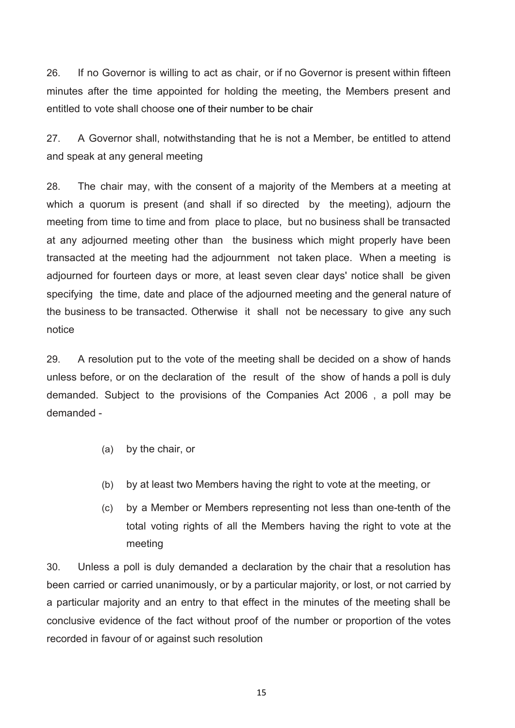26. If no Governor is willing to act as chair, or if no Governor is present within fifteen minutes after the time appointed for holding the meeting, the Members present and entitled to vote shall choose one of their number to be chair

27. A Governor shall, notwithstanding that he is not a Member, be entitled to attend and speak at any general meeting

28. The chair may, with the consent of a majority of the Members at a meeting at which a quorum is present (and shall if so directed by the meeting), adjourn the meeting from time to time and from place to place, but no business shall be transacted at any adjourned meeting other than the business which might properly have been transacted at the meeting had the adjournment not taken place. When a meeting is adjourned for fourteen days or more, at least seven clear days' notice shall be given specifying the time, date and place of the adjourned meeting and the general nature of the business to be transacted. Otherwise it shall not be necessary to give any such notice

29. A resolution put to the vote of the meeting shall be decided on a show of hands unless before, or on the declaration of the result of the show of hands a poll is duly demanded. Subject to the provisions of the Companies Act 2006 , a poll may be demanded -

(a) by the chair, or

(b) by at least two Members having the right to vote at the meeting, or

(c) by a Member or Members representing not less than one-tenth of the total voting rights of all the Members having the right to vote at the meeting

30. Unless a poll is duly demanded a declaration by the chair that a resolution has been carried or carried unanimously, or by a particular majority, or lost, or not carried by a particular majority and an entry to that effect in the minutes of the meeting shall be conclusive evidence of the fact without proof of the number or proportion of the votes recorded in favour of or against such resolution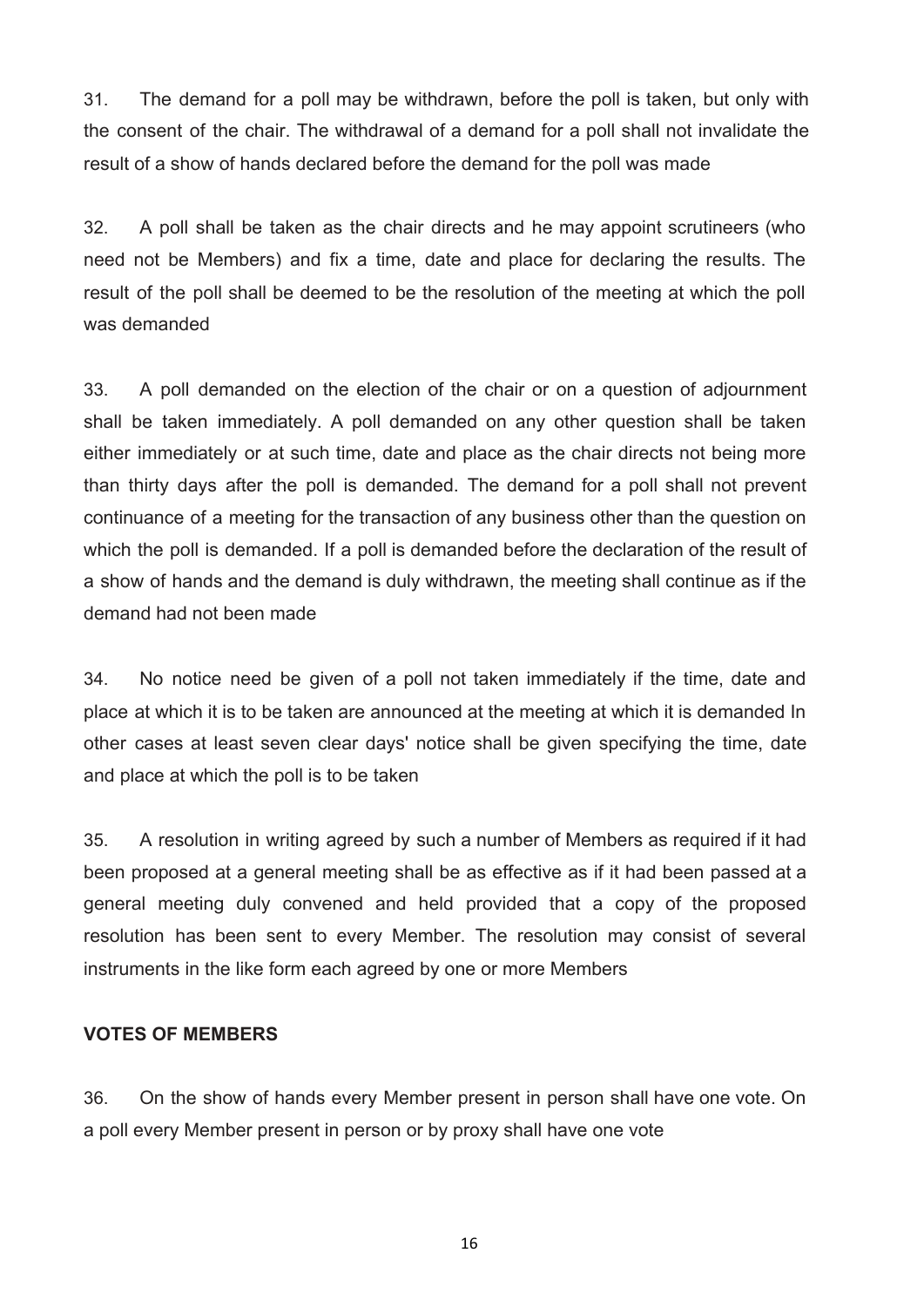31. The demand for a poll may be withdrawn, before the poll is taken, but only with the consent of the chair. The withdrawal of a demand for a poll shall not invalidate the result of a show of hands declared before the demand for the poll was made

32. A poll shall be taken as the chair directs and he may appoint scrutineers (who need not be Members) and fix a time, date and place for declaring the results. The result of the poll shall be deemed to be the resolution of the meeting at which the poll was demanded

33. A poll demanded on the election of the chair or on a question of adjournment shall be taken immediately. A poll demanded on any other question shall be taken either immediately or at such time, date and place as the chair directs not being more than thirty days after the poll is demanded. The demand for a poll shall not prevent continuance of a meeting for the transaction of any business other than the question on which the poll is demanded. If a poll is demanded before the declaration of the result of a show of hands and the demand is duly withdrawn, the meeting shall continue as if the demand had not been made

34. No notice need be given of a poll not taken immediately if the time, date and place at which it is to be taken are announced at the meeting at which it is demanded In other cases at least seven clear days' notice shall be given specifying the time, date and place at which the poll is to be taken

35. A resolution in writing agreed by such a number of Members as required if it had been proposed at a general meeting shall be as effective as if it had been passed at a general meeting duly convened and held provided that a copy of the proposed resolution has been sent to every Member. The resolution may consist of several instruments in the like form each agreed by one or more Members

**VOTES OF MEMBERS**

36. On the show of hands every Member present in person shall have one vote. On a poll every Member present in person or by proxy shall have one vote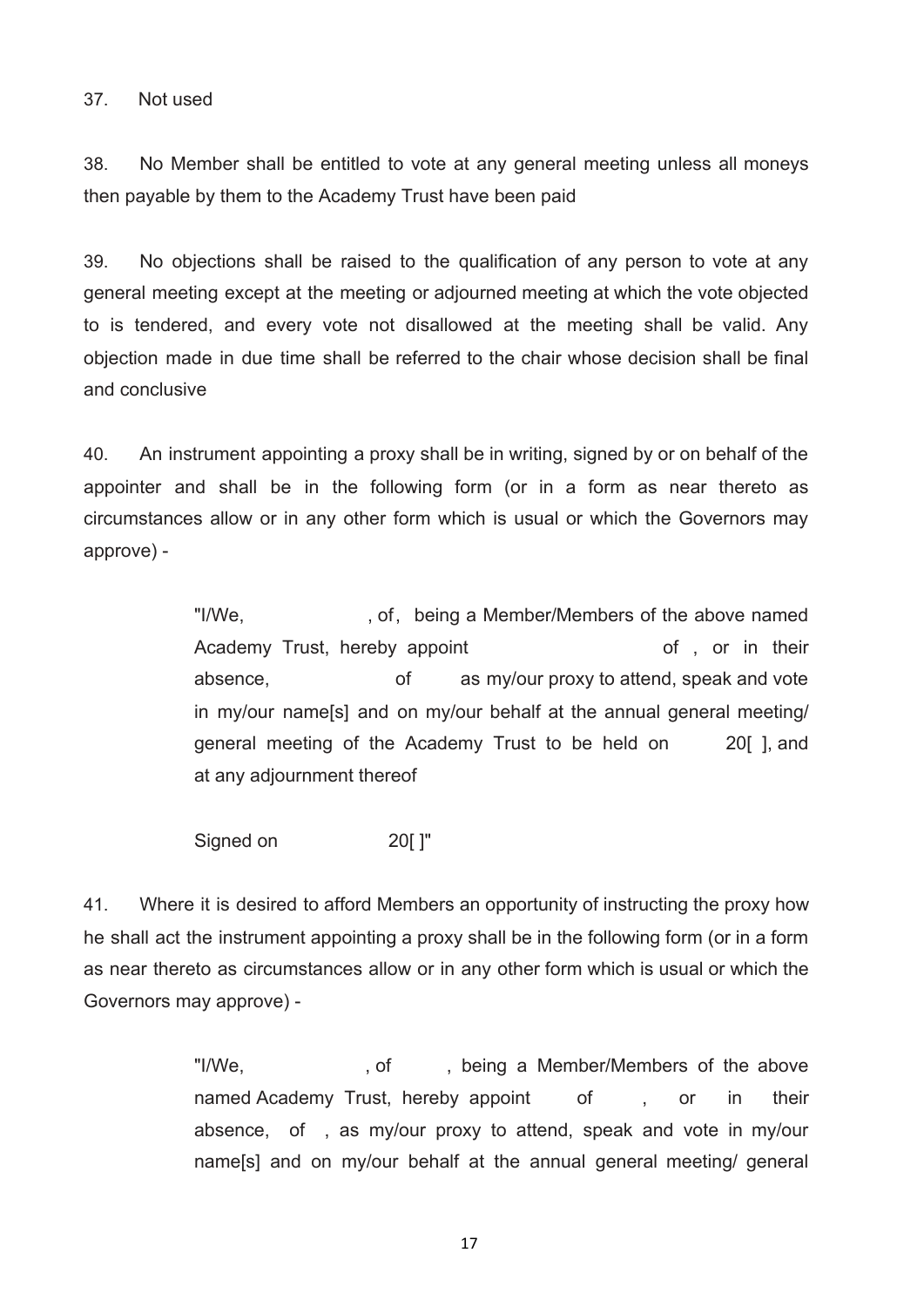37. Not used

38. No Member shall be entitled to vote at any general meeting unless all moneys then payable by them to the Academy Trust have been paid

39. No objections shall be raised to the qualification of any person to vote at any general meeting except at the meeting or adjourned meeting at which the vote objected to is tendered, and every vote not disallowed at the meeting shall be valid. Any objection made in due time shall be referred to the chair whose decision shall be final and conclusive

40. An instrument appointing a proxy shall be in writing, signed by or on behalf of the appointer and shall be in the following form (or in a form as near thereto as circumstances allow or in any other form which is usual or which the Governors may approve) -

> "I/We, , of, being a Member/Members of the above named Academy Trust, hereby appoint of , or in their absence, of as my/our proxy to attend, speak and vote in my/our name[s] and on my/our behalf at the annual general meeting/ general meeting of the Academy Trust to be held on 20[ ], and at any adjournment thereof
>
> Signed on 20[ ]"

41. Where it is desired to afford Members an opportunity of instructing the proxy how he shall act the instrument appointing a proxy shall be in the following form (or in a form as near thereto as circumstances allow or in any other form which is usual or which the Governors may approve) -

> "I/We, , of , being a Member/Members of the above named Academy Trust, hereby appoint of , or in their absence, of , as my/our proxy to attend, speak and vote in my/our name[s] and on my/our behalf at the annual general meeting/ general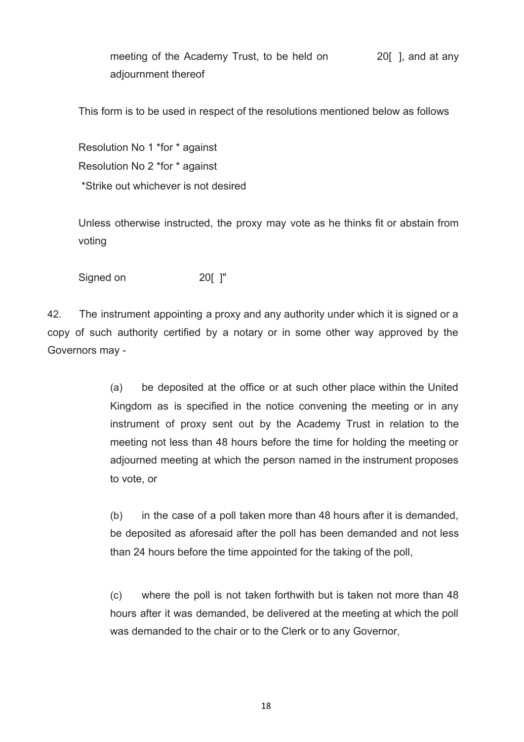meeting of the Academy Trust, to be held on 20[ ], and at any adjournment thereof

This form is to be used in respect of the resolutions mentioned below as follows

Resolution No 1 *for * against

Resolution No 2 *for * against

*Strike out whichever is not desired

Unless otherwise instructed, the proxy may vote as he thinks fit or abstain from voting

Signed on 20[ ]"

42. The instrument appointing a proxy and any authority under which it is signed or a copy of such authority certified by a notary or in some other way approved by the Governors may -

(a) be deposited at the office or at such other place within the United Kingdom as is specified in the notice convening the meeting or in any instrument of proxy sent out by the Academy Trust in relation to the meeting not less than 48 hours before the time for holding the meeting or adjourned meeting at which the person named in the instrument proposes to vote, or

(b) in the case of a poll taken more than 48 hours after it is demanded, be deposited as aforesaid after the poll has been demanded and not less than 24 hours before the time appointed for the taking of the poll,

(c) where the poll is not taken forthwith but is taken not more than 48 hours after it was demanded, be delivered at the meeting at which the poll was demanded to the chair or to the Clerk or to any Governor,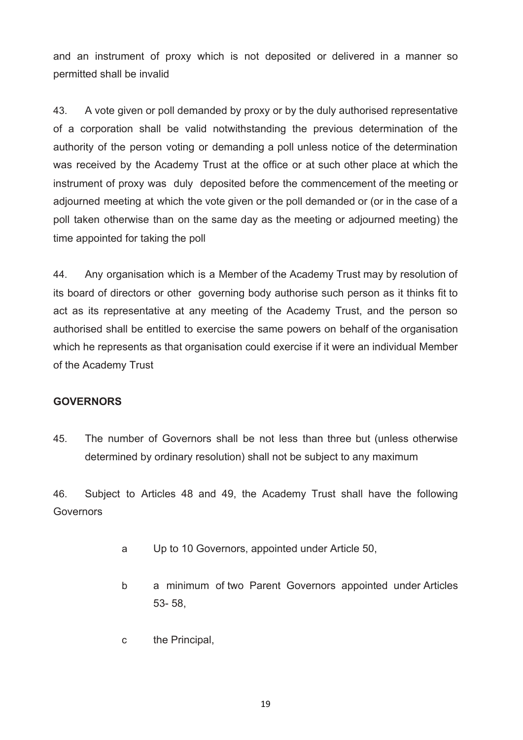and an instrument of proxy which is not deposited or delivered in a manner so permitted shall be invalid

43. A vote given or poll demanded by proxy or by the duly authorised representative of a corporation shall be valid notwithstanding the previous determination of the authority of the person voting or demanding a poll unless notice of the determination was received by the Academy Trust at the office or at such other place at which the instrument of proxy was duly deposited before the commencement of the meeting or adjourned meeting at which the vote given or the poll demanded or (or in the case of a poll taken otherwise than on the same day as the meeting or adjourned meeting) the time appointed for taking the poll

44. Any organisation which is a Member of the Academy Trust may by resolution of its board of directors or other governing body authorise such person as it thinks fit to act as its representative at any meeting of the Academy Trust, and the person so authorised shall be entitled to exercise the same powers on behalf of the organisation which he represents as that organisation could exercise if it were an individual Member of the Academy Trust

**GOVERNORS**

45. The number of Governors shall be not less than three but (unless otherwise determined by ordinary resolution) shall not be subject to any maximum

46. Subject to Articles 48 and 49, the Academy Trust shall have the following Governors

a Up to 10 Governors, appointed under Article 50,

b a minimum of two Parent Governors appointed under Articles 53- 58,

c the Principal,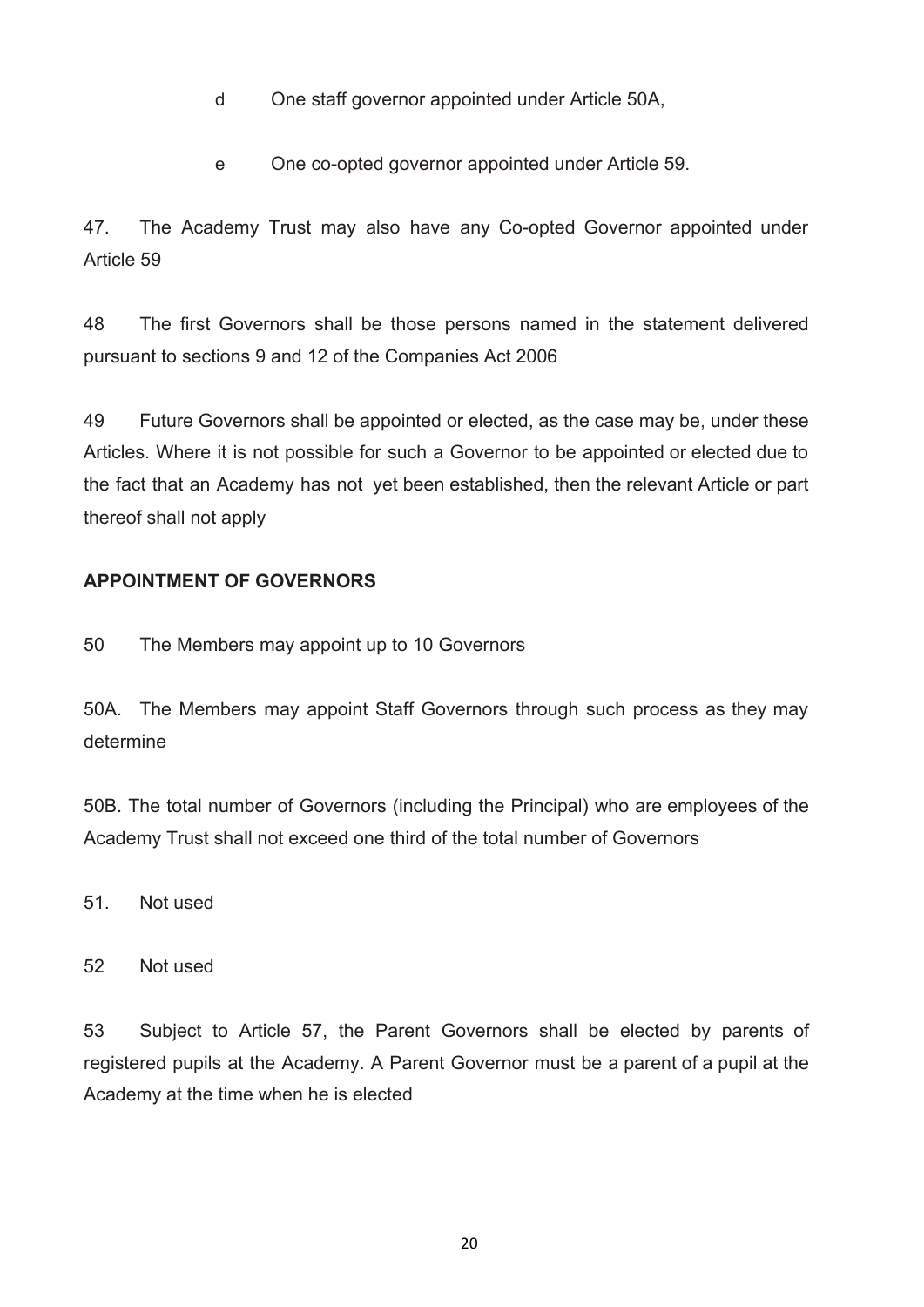d One staff governor appointed under Article 50A,

e One co-opted governor appointed under Article 59.

47. The Academy Trust may also have any Co-opted Governor appointed under Article 59

48 The first Governors shall be those persons named in the statement delivered pursuant to sections 9 and 12 of the Companies Act 2006

49 Future Governors shall be appointed or elected, as the case may be, under these Articles. Where it is not possible for such a Governor to be appointed or elected due to the fact that an Academy has not yet been established, then the relevant Article or part thereof shall not apply

**APPOINTMENT OF GOVERNORS**

50 The Members may appoint up to 10 Governors

50A. The Members may appoint Staff Governors through such process as they may determine

50B. The total number of Governors (including the Principal) who are employees of the Academy Trust shall not exceed one third of the total number of Governors

51. Not used

52 Not used

53 Subject to Article 57, the Parent Governors shall be elected by parents of registered pupils at the Academy. A Parent Governor must be a parent of a pupil at the Academy at the time when he is elected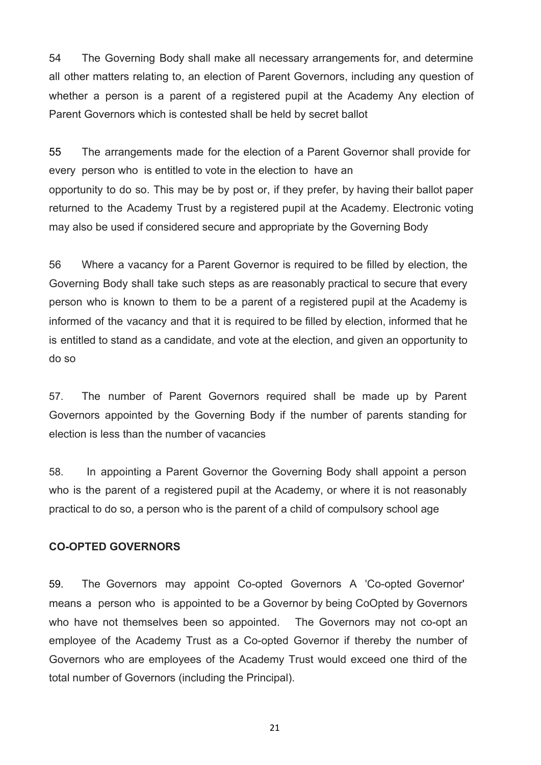54 The Governing Body shall make all necessary arrangements for, and determine all other matters relating to, an election of Parent Governors, including any question of whether a person is a parent of a registered pupil at the Academy Any election of Parent Governors which is contested shall be held by secret ballot

55 The arrangements made for the election of a Parent Governor shall provide for every person who is entitled to vote in the election to have an opportunity to do so. This may be by post or, if they prefer, by having their ballot paper returned to the Academy Trust by a registered pupil at the Academy. Electronic voting may also be used if considered secure and appropriate by the Governing Body

56 Where a vacancy for a Parent Governor is required to be filled by election, the Governing Body shall take such steps as are reasonably practical to secure that every person who is known to them to be a parent of a registered pupil at the Academy is informed of the vacancy and that it is required to be filled by election, informed that he is entitled to stand as a candidate, and vote at the election, and given an opportunity to do so

57. The number of Parent Governors required shall be made up by Parent Governors appointed by the Governing Body if the number of parents standing for election is less than the number of vacancies

58. In appointing a Parent Governor the Governing Body shall appoint a person who is the parent of a registered pupil at the Academy, or where it is not reasonably practical to do so, a person who is the parent of a child of compulsory school age

**CO-OPTED GOVERNORS**

59. The Governors may appoint Co-opted Governors A 'Co-opted Governor' means a person who is appointed to be a Governor by being CoOpted by Governors who have not themselves been so appointed. The Governors may not co-opt an employee of the Academy Trust as a Co-opted Governor if thereby the number of Governors who are employees of the Academy Trust would exceed one third of the total number of Governors (including the Principal).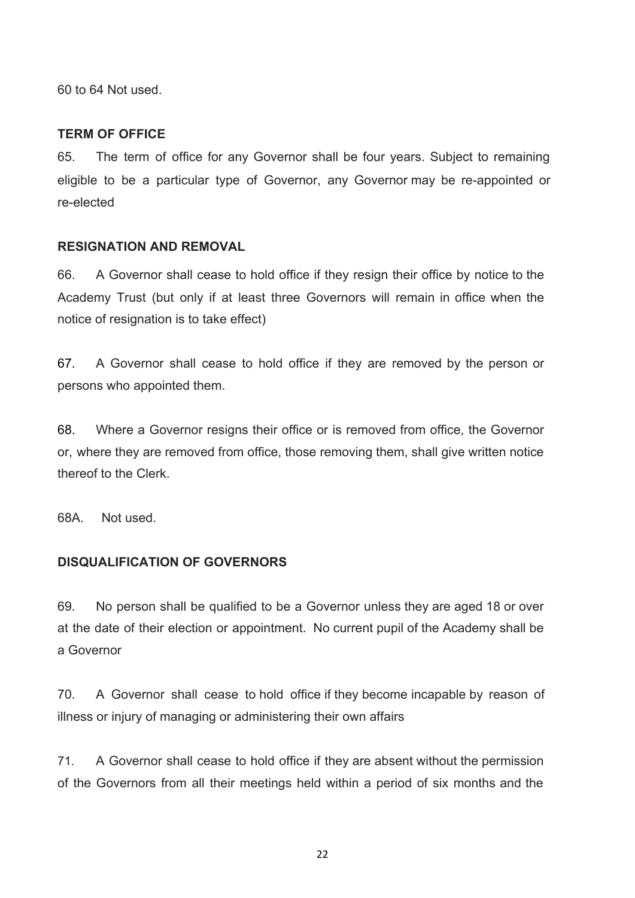60 to 64 Not used.

**TERM OF OFFICE**

65. The term of office for any Governor shall be four years. Subject to remaining eligible to be a particular type of Governor, any Governor may be re-appointed or re-elected

**RESIGNATION AND REMOVAL**

66. A Governor shall cease to hold office if they resign their office by notice to the Academy Trust (but only if at least three Governors will remain in office when the notice of resignation is to take effect)

67. A Governor shall cease to hold office if they are removed by the person or persons who appointed them.

68. Where a Governor resigns their office or is removed from office, the Governor or, where they are removed from office, those removing them, shall give written notice thereof to the Clerk.

68A. Not used.

**DISQUALIFICATION OF GOVERNORS**

69. No person shall be qualified to be a Governor unless they are aged 18 or over at the date of their election or appointment. No current pupil of the Academy shall be a Governor

70. A Governor shall cease to hold office if they become incapable by reason of illness or injury of managing or administering their own affairs

71. A Governor shall cease to hold office if they are absent without the permission of the Governors from all their meetings held within a period of six months and the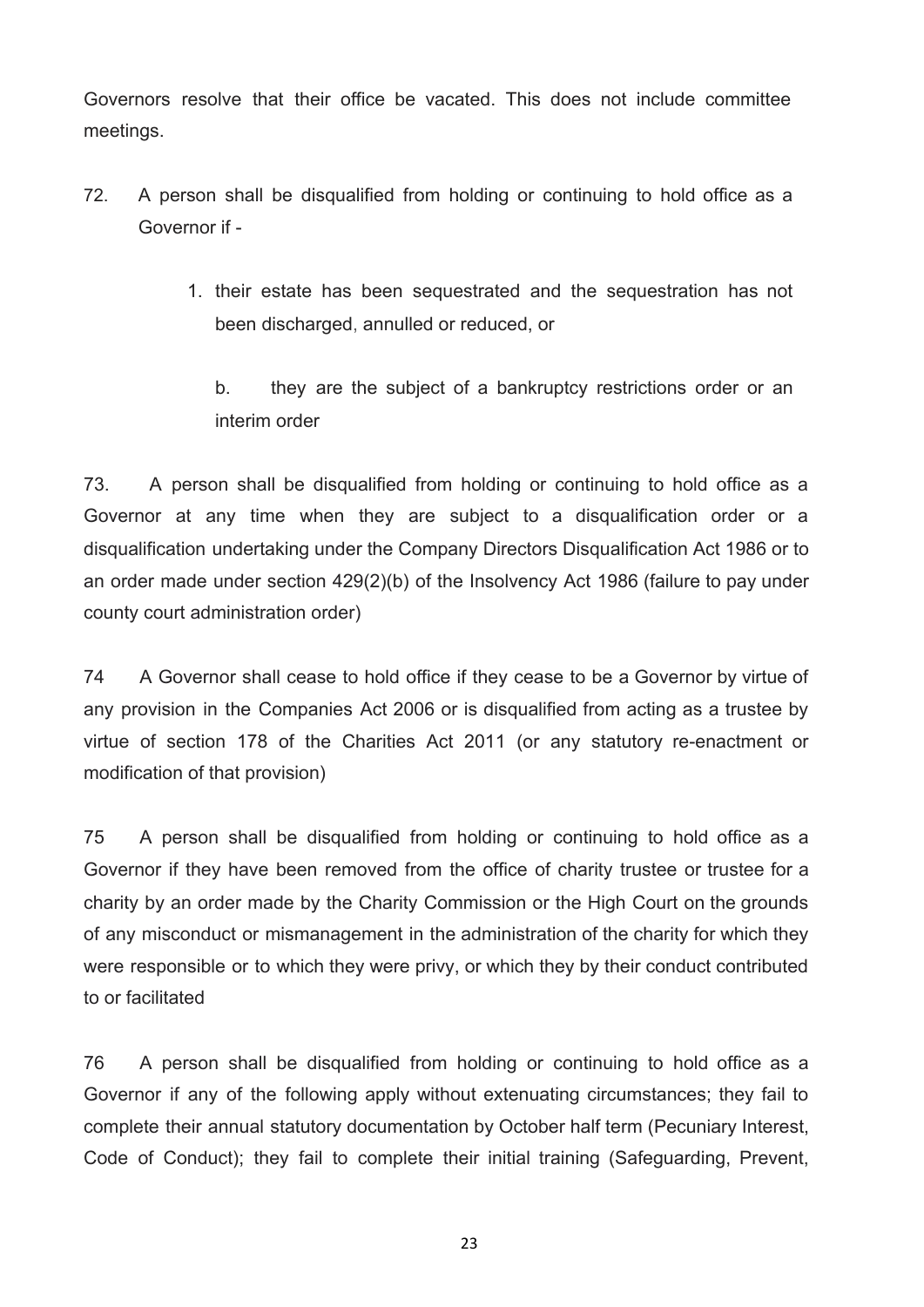Governors resolve that their office be vacated. This does not include committee meetings.

72. A person shall be disqualified from holding or continuing to hold office as a Governor if -

   1. their estate has been sequestrated and the sequestration has not been discharged, annulled or reduced, or

   b. they are the subject of a bankruptcy restrictions order or an interim order

73. A person shall be disqualified from holding or continuing to hold office as a Governor at any time when they are subject to a disqualification order or a disqualification undertaking under the Company Directors Disqualification Act 1986 or to an order made under section 429(2)(b) of the Insolvency Act 1986 (failure to pay under county court administration order)

74 A Governor shall cease to hold office if they cease to be a Governor by virtue of any provision in the Companies Act 2006 or is disqualified from acting as a trustee by virtue of section 178 of the Charities Act 2011 (or any statutory re-enactment or modification of that provision)

75 A person shall be disqualified from holding or continuing to hold office as a Governor if they have been removed from the office of charity trustee or trustee for a charity by an order made by the Charity Commission or the High Court on the grounds of any misconduct or mismanagement in the administration of the charity for which they were responsible or to which they were privy, or which they by their conduct contributed to or facilitated

76 A person shall be disqualified from holding or continuing to hold office as a Governor if any of the following apply without extenuating circumstances; they fail to complete their annual statutory documentation by October half term (Pecuniary Interest, Code of Conduct); they fail to complete their initial training (Safeguarding, Prevent,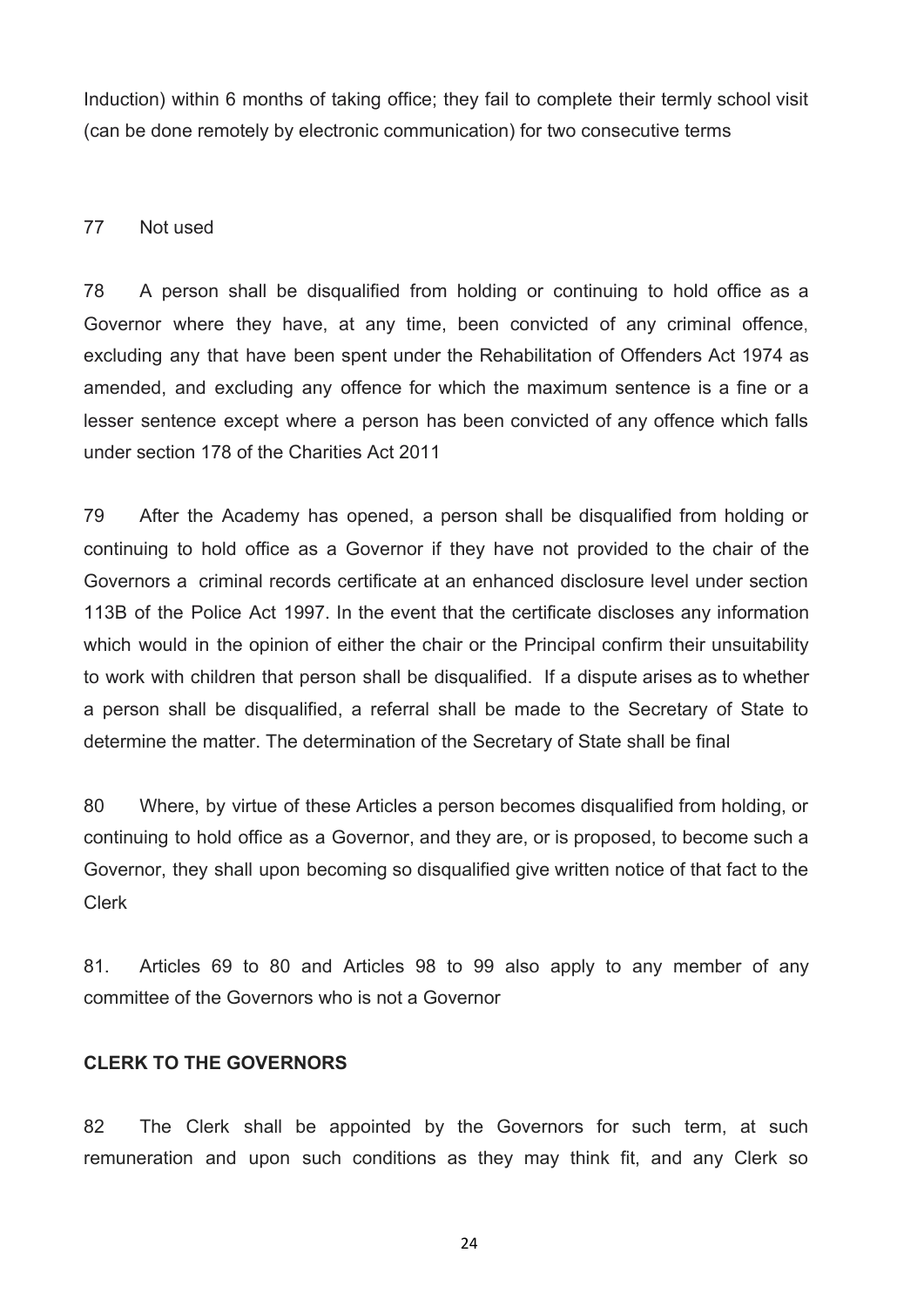Induction) within 6 months of taking office; they fail to complete their termly school visit (can be done remotely by electronic communication) for two consecutive terms

77 Not used

78 A person shall be disqualified from holding or continuing to hold office as a Governor where they have, at any time, been convicted of any criminal offence, excluding any that have been spent under the Rehabilitation of Offenders Act 1974 as amended, and excluding any offence for which the maximum sentence is a fine or a lesser sentence except where a person has been convicted of any offence which falls under section 178 of the Charities Act 2011

79 After the Academy has opened, a person shall be disqualified from holding or continuing to hold office as a Governor if they have not provided to the chair of the Governors a criminal records certificate at an enhanced disclosure level under section 113B of the Police Act 1997. In the event that the certificate discloses any information which would in the opinion of either the chair or the Principal confirm their unsuitability to work with children that person shall be disqualified. If a dispute arises as to whether a person shall be disqualified, a referral shall be made to the Secretary of State to determine the matter. The determination of the Secretary of State shall be final

80 Where, by virtue of these Articles a person becomes disqualified from holding, or continuing to hold office as a Governor, and they are, or is proposed, to become such a Governor, they shall upon becoming so disqualified give written notice of that fact to the Clerk

81. Articles 69 to 80 and Articles 98 to 99 also apply to any member of any committee of the Governors who is not a Governor

**CLERK TO THE GOVERNORS**

82 The Clerk shall be appointed by the Governors for such term, at such remuneration and upon such conditions as they may think fit, and any Clerk so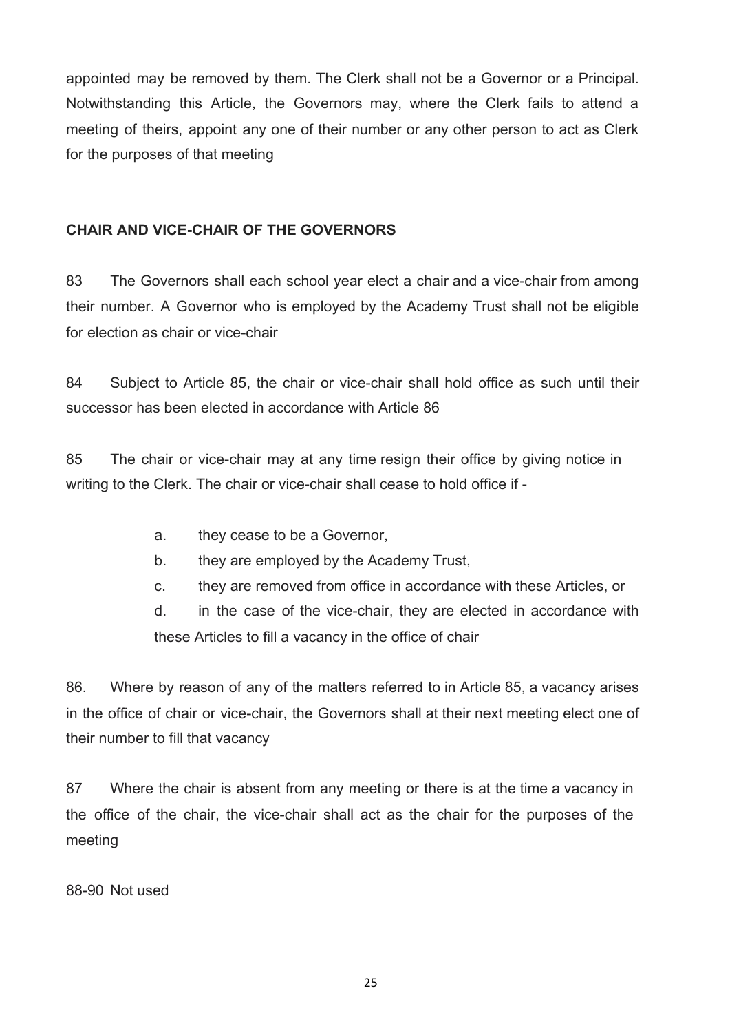appointed may be removed by them. The Clerk shall not be a Governor or a Principal. Notwithstanding this Article, the Governors may, where the Clerk fails to attend a meeting of theirs, appoint any one of their number or any other person to act as Clerk for the purposes of that meeting

**CHAIR AND VICE-CHAIR OF THE GOVERNORS**

83 The Governors shall each school year elect a chair and a vice-chair from among their number. A Governor who is employed by the Academy Trust shall not be eligible for election as chair or vice-chair

84 Subject to Article 85, the chair or vice-chair shall hold office as such until their successor has been elected in accordance with Article 86

85 The chair or vice-chair may at any time resign their office by giving notice in writing to the Clerk. The chair or vice-chair shall cease to hold office if -

a. they cease to be a Governor,

b. they are employed by the Academy Trust,

c. they are removed from office in accordance with these Articles, or

d. in the case of the vice-chair, they are elected in accordance with these Articles to fill a vacancy in the office of chair

86. Where by reason of any of the matters referred to in Article 85, a vacancy arises in the office of chair or vice-chair, the Governors shall at their next meeting elect one of their number to fill that vacancy

87 Where the chair is absent from any meeting or there is at the time a vacancy in the office of the chair, the vice-chair shall act as the chair for the purposes of the meeting

88-90 Not used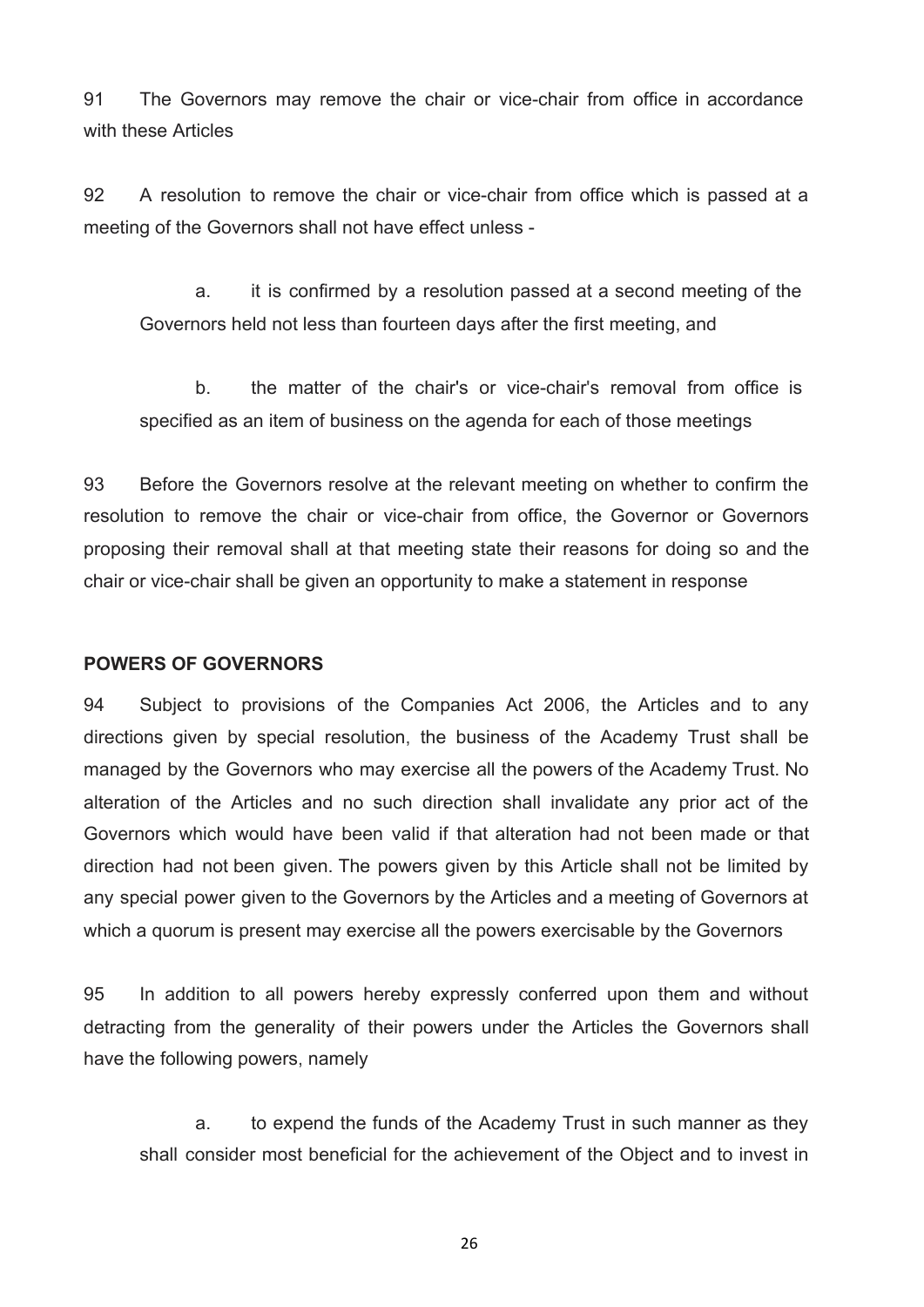91 The Governors may remove the chair or vice-chair from office in accordance with these Articles

92 A resolution to remove the chair or vice-chair from office which is passed at a meeting of the Governors shall not have effect unless -

a. it is confirmed by a resolution passed at a second meeting of the Governors held not less than fourteen days after the first meeting, and

b. the matter of the chair's or vice-chair's removal from office is specified as an item of business on the agenda for each of those meetings

93 Before the Governors resolve at the relevant meeting on whether to confirm the resolution to remove the chair or vice-chair from office, the Governor or Governors proposing their removal shall at that meeting state their reasons for doing so and the chair or vice-chair shall be given an opportunity to make a statement in response

**POWERS OF GOVERNORS**

94 Subject to provisions of the Companies Act 2006, the Articles and to any directions given by special resolution, the business of the Academy Trust shall be managed by the Governors who may exercise all the powers of the Academy Trust. No alteration of the Articles and no such direction shall invalidate any prior act of the Governors which would have been valid if that alteration had not been made or that direction had not been given. The powers given by this Article shall not be limited by any special power given to the Governors by the Articles and a meeting of Governors at which a quorum is present may exercise all the powers exercisable by the Governors

95 In addition to all powers hereby expressly conferred upon them and without detracting from the generality of their powers under the Articles the Governors shall have the following powers, namely

a. to expend the funds of the Academy Trust in such manner as they shall consider most beneficial for the achievement of the Object and to invest in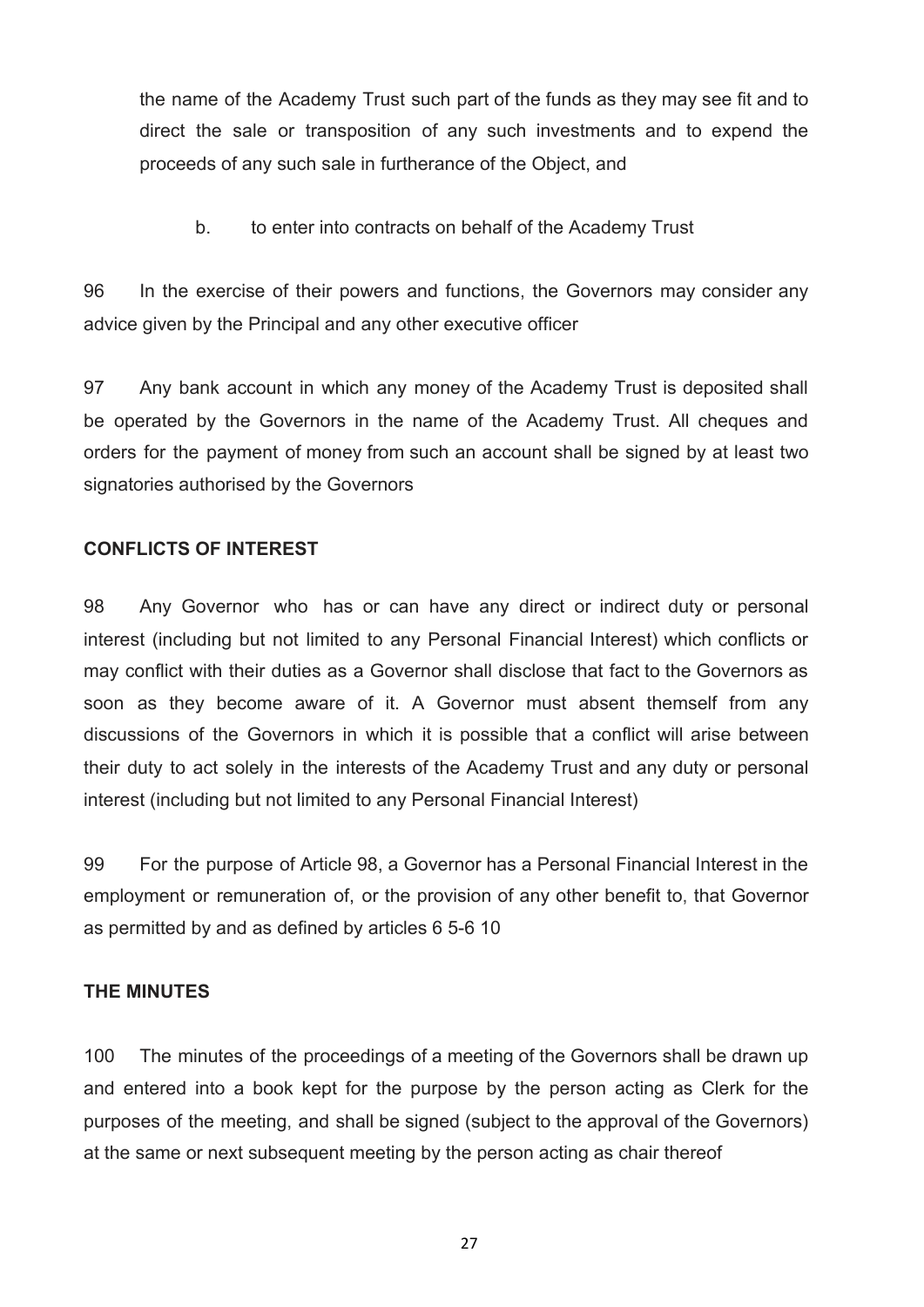the name of the Academy Trust such part of the funds as they may see fit and to direct the sale or transposition of any such investments and to expend the proceeds of any such sale in furtherance of the Object, and

b. to enter into contracts on behalf of the Academy Trust

96 In the exercise of their powers and functions, the Governors may consider any advice given by the Principal and any other executive officer

97 Any bank account in which any money of the Academy Trust is deposited shall be operated by the Governors in the name of the Academy Trust. All cheques and orders for the payment of money from such an account shall be signed by at least two signatories authorised by the Governors

**CONFLICTS OF INTEREST**

98 Any Governor who has or can have any direct or indirect duty or personal interest (including but not limited to any Personal Financial Interest) which conflicts or may conflict with their duties as a Governor shall disclose that fact to the Governors as soon as they become aware of it. A Governor must absent themself from any discussions of the Governors in which it is possible that a conflict will arise between their duty to act solely in the interests of the Academy Trust and any duty or personal interest (including but not limited to any Personal Financial Interest)

99 For the purpose of Article 98, a Governor has a Personal Financial Interest in the employment or remuneration of, or the provision of any other benefit to, that Governor as permitted by and as defined by articles 6 5-6 10

**THE MINUTES**

100 The minutes of the proceedings of a meeting of the Governors shall be drawn up and entered into a book kept for the purpose by the person acting as Clerk for the purposes of the meeting, and shall be signed (subject to the approval of the Governors) at the same or next subsequent meeting by the person acting as chair thereof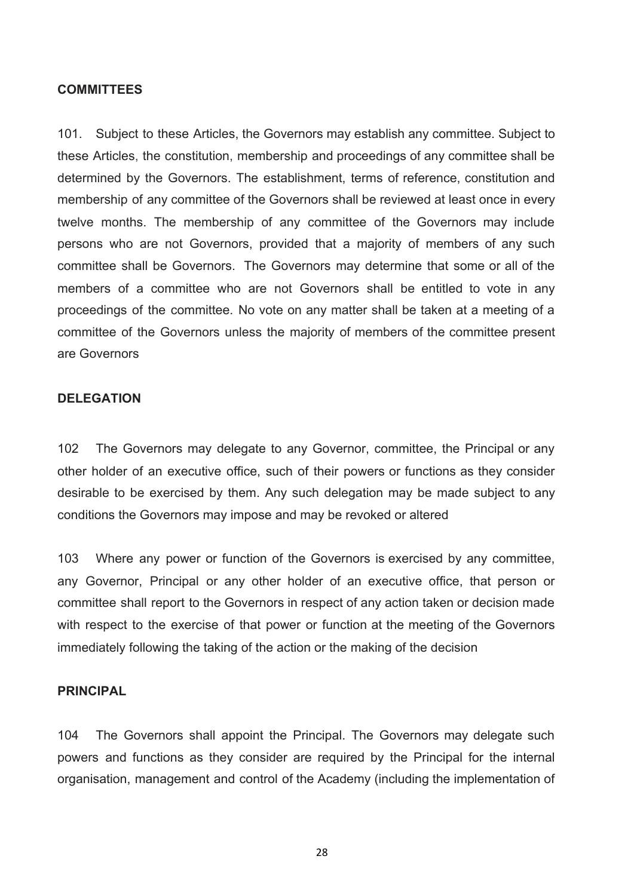## COMMITTEES

101. Subject to these Articles, the Governors may establish any committee. Subject to these Articles, the constitution, membership and proceedings of any committee shall be determined by the Governors. The establishment, terms of reference, constitution and membership of any committee of the Governors shall be reviewed at least once in every twelve months. The membership of any committee of the Governors may include persons who are not Governors, provided that a majority of members of any such committee shall be Governors. The Governors may determine that some or all of the members of a committee who are not Governors shall be entitled to vote in any proceedings of the committee. No vote on any matter shall be taken at a meeting of a committee of the Governors unless the majority of members of the committee present are Governors

## DELEGATION

102 The Governors may delegate to any Governor, committee, the Principal or any other holder of an executive office, such of their powers or functions as they consider desirable to be exercised by them. Any such delegation may be made subject to any conditions the Governors may impose and may be revoked or altered

103 Where any power or function of the Governors is exercised by any committee, any Governor, Principal or any other holder of an executive office, that person or committee shall report to the Governors in respect of any action taken or decision made with respect to the exercise of that power or function at the meeting of the Governors immediately following the taking of the action or the making of the decision

## PRINCIPAL

104 The Governors shall appoint the Principal. The Governors may delegate such powers and functions as they consider are required by the Principal for the internal organisation, management and control of the Academy (including the implementation of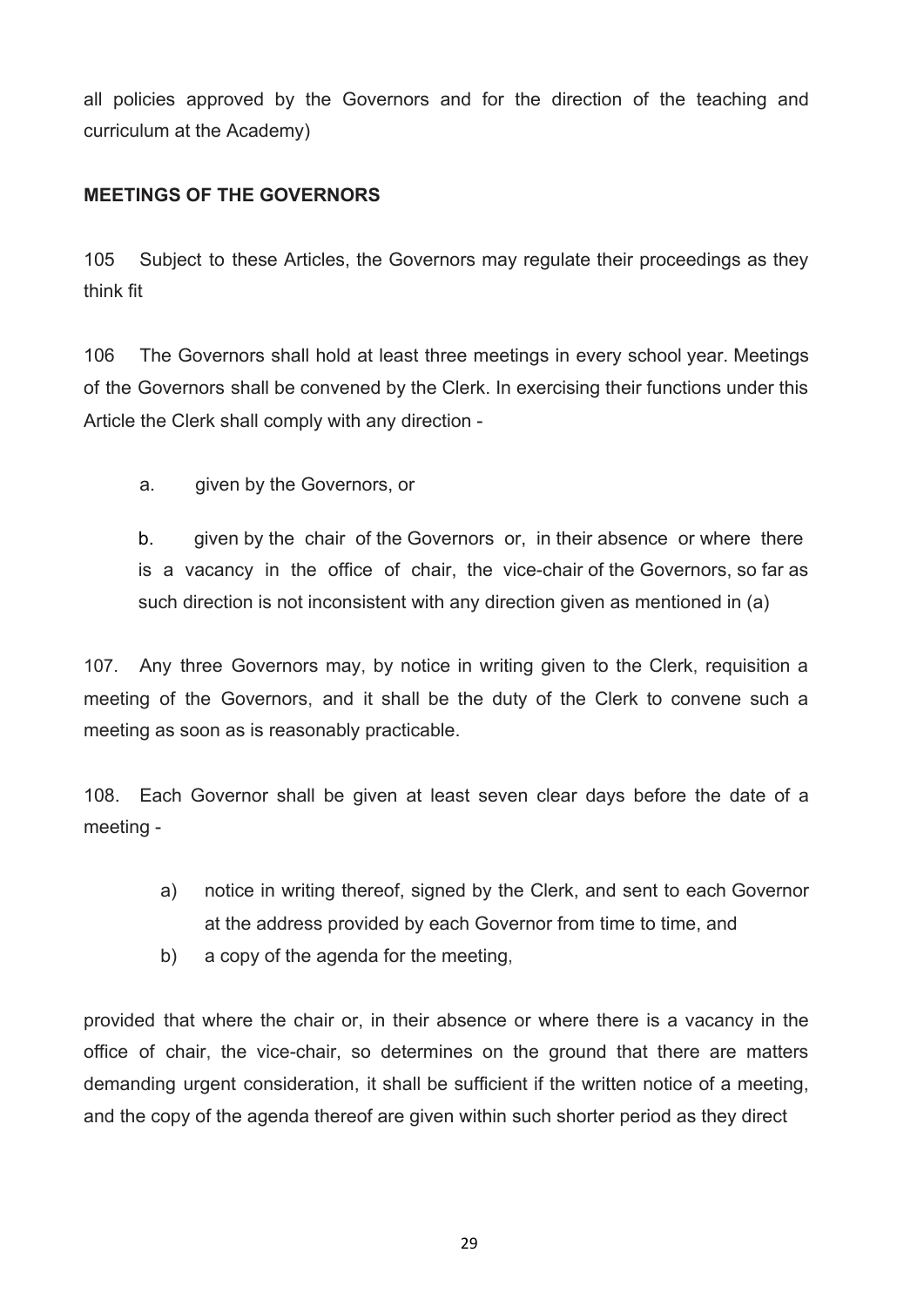all policies approved by the Governors and for the direction of the teaching and curriculum at the Academy)

**MEETINGS OF THE GOVERNORS**

105 Subject to these Articles, the Governors may regulate their proceedings as they think fit

106 The Governors shall hold at least three meetings in every school year. Meetings of the Governors shall be convened by the Clerk. In exercising their functions under this Article the Clerk shall comply with any direction -

a. given by the Governors, or

b. given by the chair of the Governors or, in their absence or where there is a vacancy in the office of chair, the vice-chair of the Governors, so far as such direction is not inconsistent with any direction given as mentioned in (a)

107. Any three Governors may, by notice in writing given to the Clerk, requisition a meeting of the Governors, and it shall be the duty of the Clerk to convene such a meeting as soon as is reasonably practicable.

108. Each Governor shall be given at least seven clear days before the date of a meeting -

a) notice in writing thereof, signed by the Clerk, and sent to each Governor at the address provided by each Governor from time to time, and

b) a copy of the agenda for the meeting,

provided that where the chair or, in their absence or where there is a vacancy in the office of chair, the vice-chair, so determines on the ground that there are matters demanding urgent consideration, it shall be sufficient if the written notice of a meeting, and the copy of the agenda thereof are given within such shorter period as they direct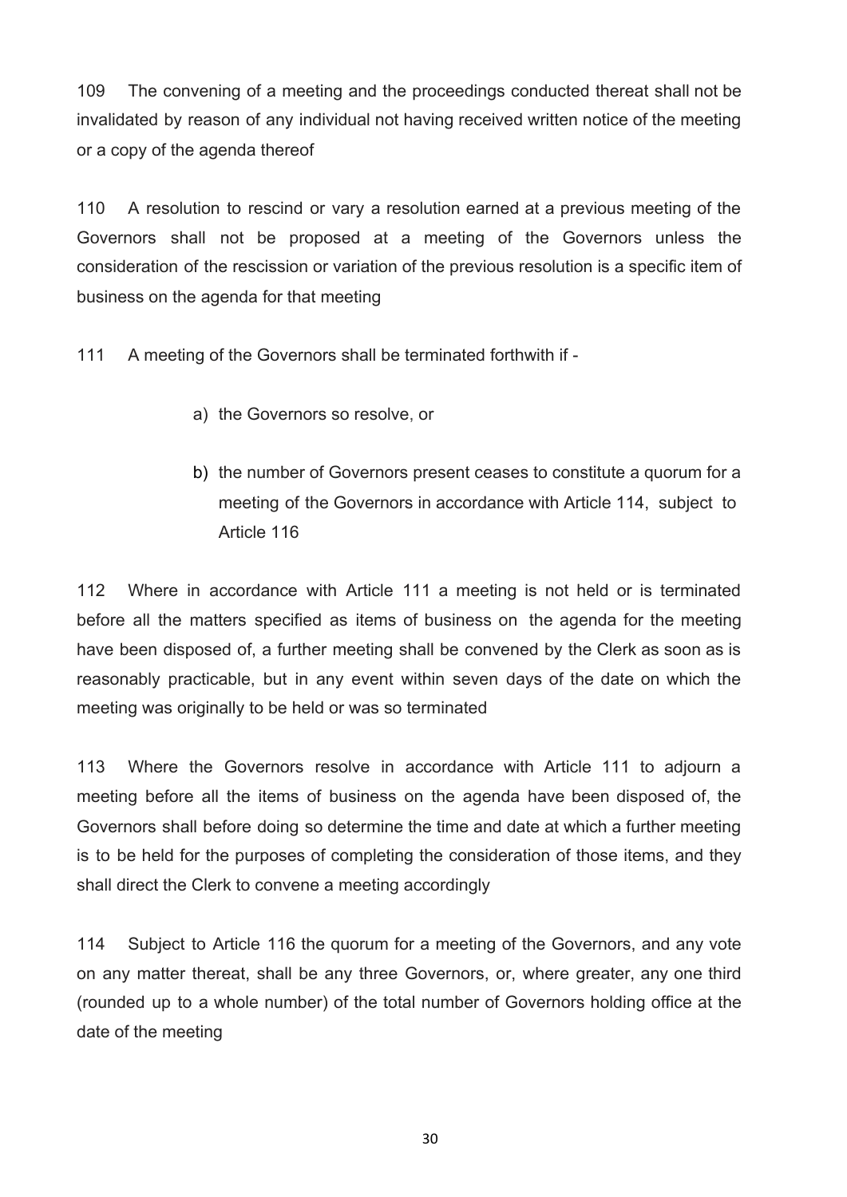109 The convening of a meeting and the proceedings conducted thereat shall not be invalidated by reason of any individual not having received written notice of the meeting or a copy of the agenda thereof

110 A resolution to rescind or vary a resolution earned at a previous meeting of the Governors shall not be proposed at a meeting of the Governors unless the consideration of the rescission or variation of the previous resolution is a specific item of business on the agenda for that meeting

111 A meeting of the Governors shall be terminated forthwith if -

a) the Governors so resolve, or

b) the number of Governors present ceases to constitute a quorum for a meeting of the Governors in accordance with Article 114, subject to Article 116

112 Where in accordance with Article 111 a meeting is not held or is terminated before all the matters specified as items of business on the agenda for the meeting have been disposed of, a further meeting shall be convened by the Clerk as soon as is reasonably practicable, but in any event within seven days of the date on which the meeting was originally to be held or was so terminated

113 Where the Governors resolve in accordance with Article 111 to adjourn a meeting before all the items of business on the agenda have been disposed of, the Governors shall before doing so determine the time and date at which a further meeting is to be held for the purposes of completing the consideration of those items, and they shall direct the Clerk to convene a meeting accordingly

114 Subject to Article 116 the quorum for a meeting of the Governors, and any vote on any matter thereat, shall be any three Governors, or, where greater, any one third (rounded up to a whole number) of the total number of Governors holding office at the date of the meeting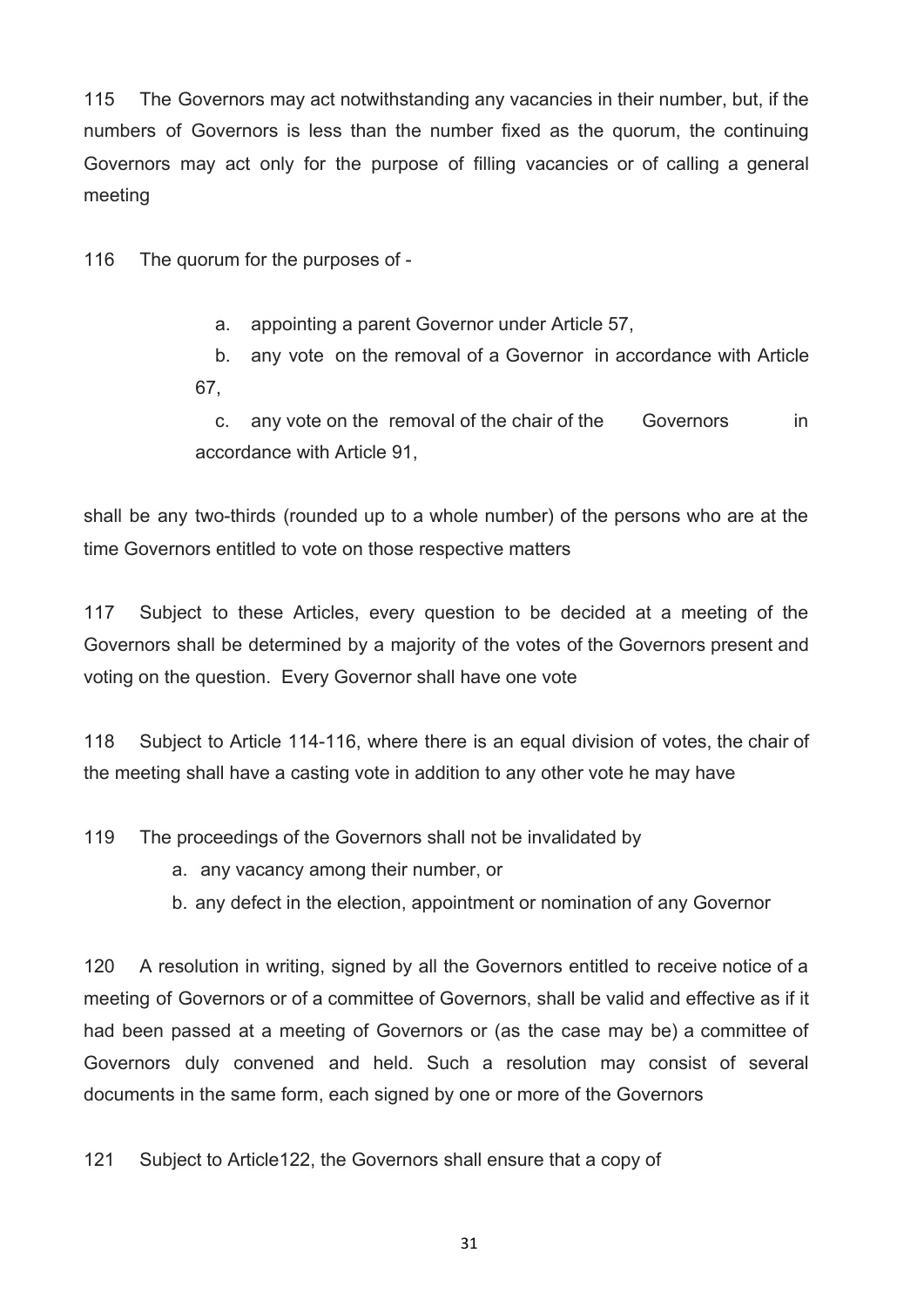115 The Governors may act notwithstanding any vacancies in their number, but, if the numbers of Governors is less than the number fixed as the quorum, the continuing Governors may act only for the purpose of filling vacancies or of calling a general meeting

116 The quorum for the purposes of -

a. appointing a parent Governor under Article 57,

b. any vote on the removal of a Governor in accordance with Article 67,

c. any vote on the removal of the chair of the Governors in accordance with Article 91,

shall be any two-thirds (rounded up to a whole number) of the persons who are at the time Governors entitled to vote on those respective matters

117 Subject to these Articles, every question to be decided at a meeting of the Governors shall be determined by a majority of the votes of the Governors present and voting on the question. Every Governor shall have one vote

118 Subject to Article 114-116, where there is an equal division of votes, the chair of the meeting shall have a casting vote in addition to any other vote he may have

119 The proceedings of the Governors shall not be invalidated by

a. any vacancy among their number, or
b. any defect in the election, appointment or nomination of any Governor

120 A resolution in writing, signed by all the Governors entitled to receive notice of a meeting of Governors or of a committee of Governors, shall be valid and effective as if it had been passed at a meeting of Governors or (as the case may be) a committee of Governors duly convened and held. Such a resolution may consist of several documents in the same form, each signed by one or more of the Governors

121 Subject to Article122, the Governors shall ensure that a copy of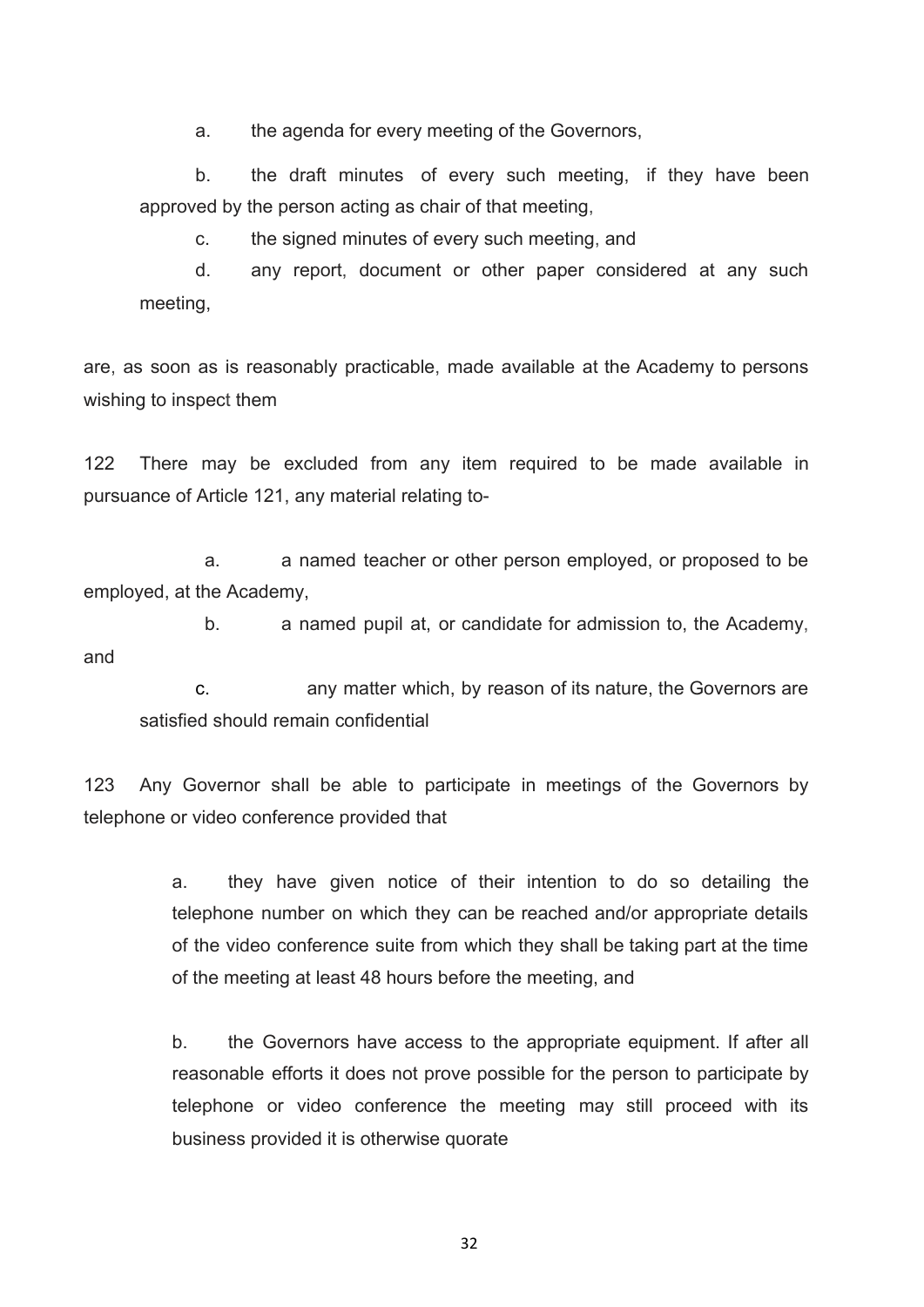a. the agenda for every meeting of the Governors,

b. the draft minutes of every such meeting, if they have been approved by the person acting as chair of that meeting,

c. the signed minutes of every such meeting, and

d. any report, document or other paper considered at any such meeting,

are, as soon as is reasonably practicable, made available at the Academy to persons wishing to inspect them

122 There may be excluded from any item required to be made available in pursuance of Article 121, any material relating to-

a. a named teacher or other person employed, or proposed to be employed, at the Academy,

b. a named pupil at, or candidate for admission to, the Academy, and

c. any matter which, by reason of its nature, the Governors are satisfied should remain confidential

123 Any Governor shall be able to participate in meetings of the Governors by telephone or video conference provided that

a. they have given notice of their intention to do so detailing the telephone number on which they can be reached and/or appropriate details of the video conference suite from which they shall be taking part at the time of the meeting at least 48 hours before the meeting, and

b. the Governors have access to the appropriate equipment. If after all reasonable efforts it does not prove possible for the person to participate by telephone or video conference the meeting may still proceed with its business provided it is otherwise quorate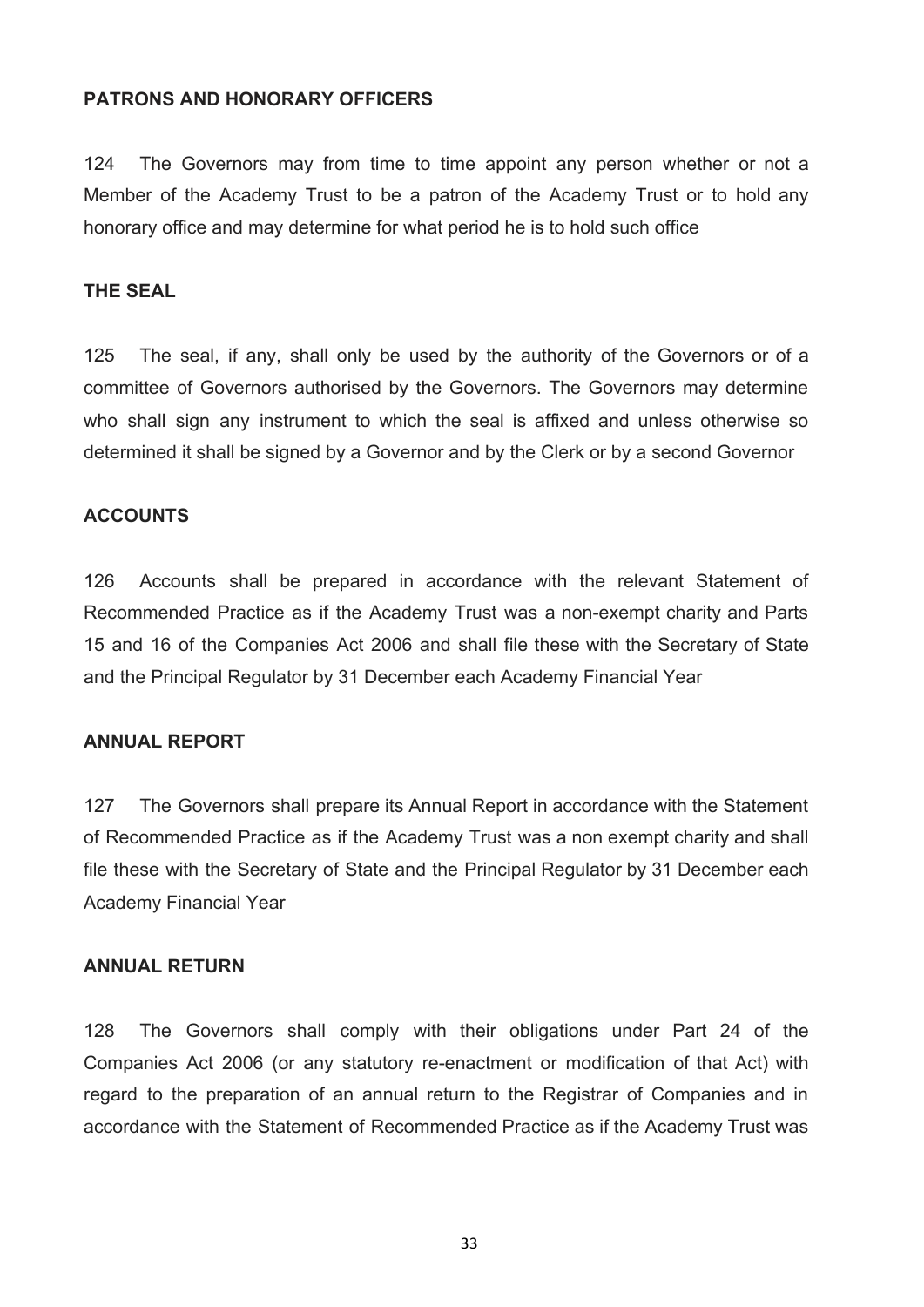**PATRONS AND HONORARY OFFICERS**

124 The Governors may from time to time appoint any person whether or not a Member of the Academy Trust to be a patron of the Academy Trust or to hold any honorary office and may determine for what period he is to hold such office

**THE SEAL**

125 The seal, if any, shall only be used by the authority of the Governors or of a committee of Governors authorised by the Governors. The Governors may determine who shall sign any instrument to which the seal is affixed and unless otherwise so determined it shall be signed by a Governor and by the Clerk or by a second Governor

**ACCOUNTS**

126 Accounts shall be prepared in accordance with the relevant Statement of Recommended Practice as if the Academy Trust was a non-exempt charity and Parts 15 and 16 of the Companies Act 2006 and shall file these with the Secretary of State and the Principal Regulator by 31 December each Academy Financial Year

**ANNUAL REPORT**

127 The Governors shall prepare its Annual Report in accordance with the Statement of Recommended Practice as if the Academy Trust was a non exempt charity and shall file these with the Secretary of State and the Principal Regulator by 31 December each Academy Financial Year

**ANNUAL RETURN**

128 The Governors shall comply with their obligations under Part 24 of the Companies Act 2006 (or any statutory re-enactment or modification of that Act) with regard to the preparation of an annual return to the Registrar of Companies and in accordance with the Statement of Recommended Practice as if the Academy Trust was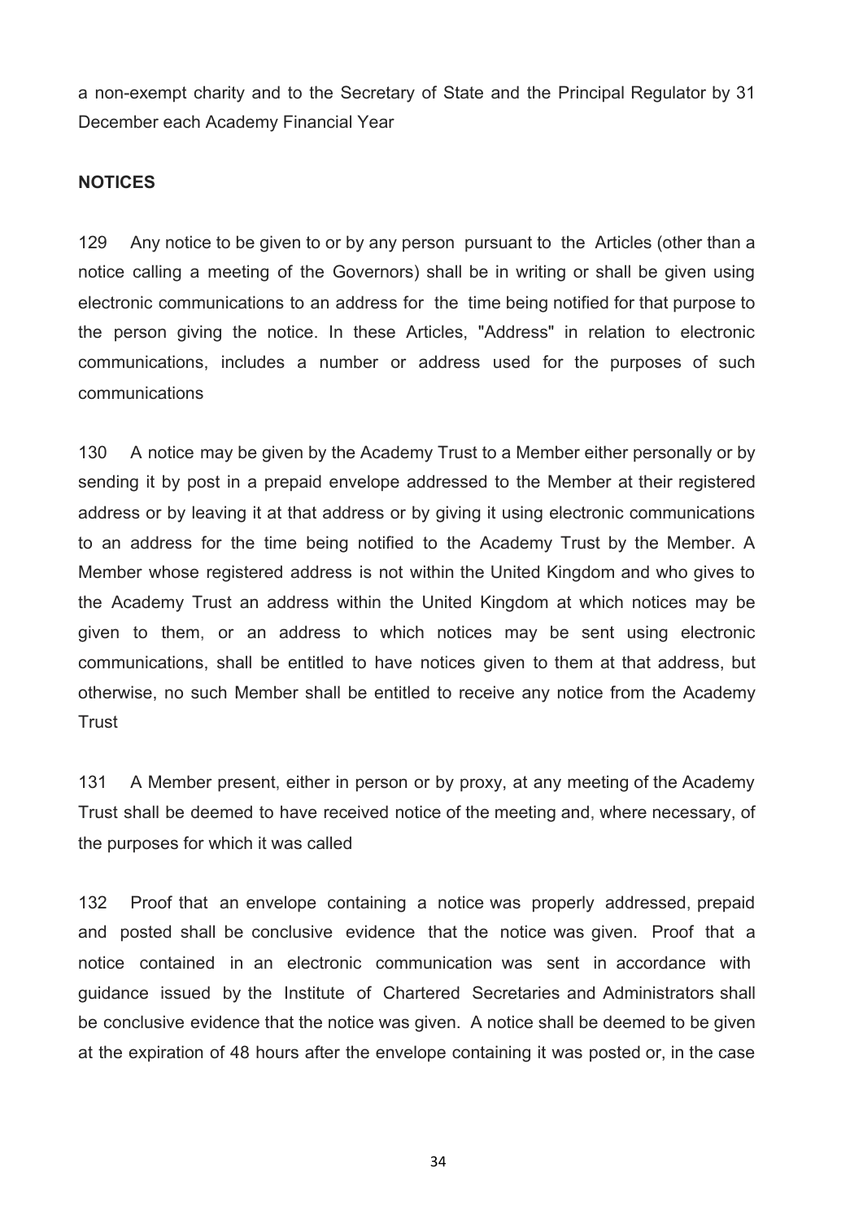a non-exempt charity and to the Secretary of State and the Principal Regulator by 31 December each Academy Financial Year

**NOTICES**

129 Any notice to be given to or by any person pursuant to the Articles (other than a notice calling a meeting of the Governors) shall be in writing or shall be given using electronic communications to an address for the time being notified for that purpose to the person giving the notice. In these Articles, "Address" in relation to electronic communications, includes a number or address used for the purposes of such communications

130 A notice may be given by the Academy Trust to a Member either personally or by sending it by post in a prepaid envelope addressed to the Member at their registered address or by leaving it at that address or by giving it using electronic communications to an address for the time being notified to the Academy Trust by the Member. A Member whose registered address is not within the United Kingdom and who gives to the Academy Trust an address within the United Kingdom at which notices may be given to them, or an address to which notices may be sent using electronic communications, shall be entitled to have notices given to them at that address, but otherwise, no such Member shall be entitled to receive any notice from the Academy Trust

131 A Member present, either in person or by proxy, at any meeting of the Academy Trust shall be deemed to have received notice of the meeting and, where necessary, of the purposes for which it was called

132 Proof that an envelope containing a notice was properly addressed, prepaid and posted shall be conclusive evidence that the notice was given. Proof that a notice contained in an electronic communication was sent in accordance with guidance issued by the Institute of Chartered Secretaries and Administrators shall be conclusive evidence that the notice was given. A notice shall be deemed to be given at the expiration of 48 hours after the envelope containing it was posted or, in the case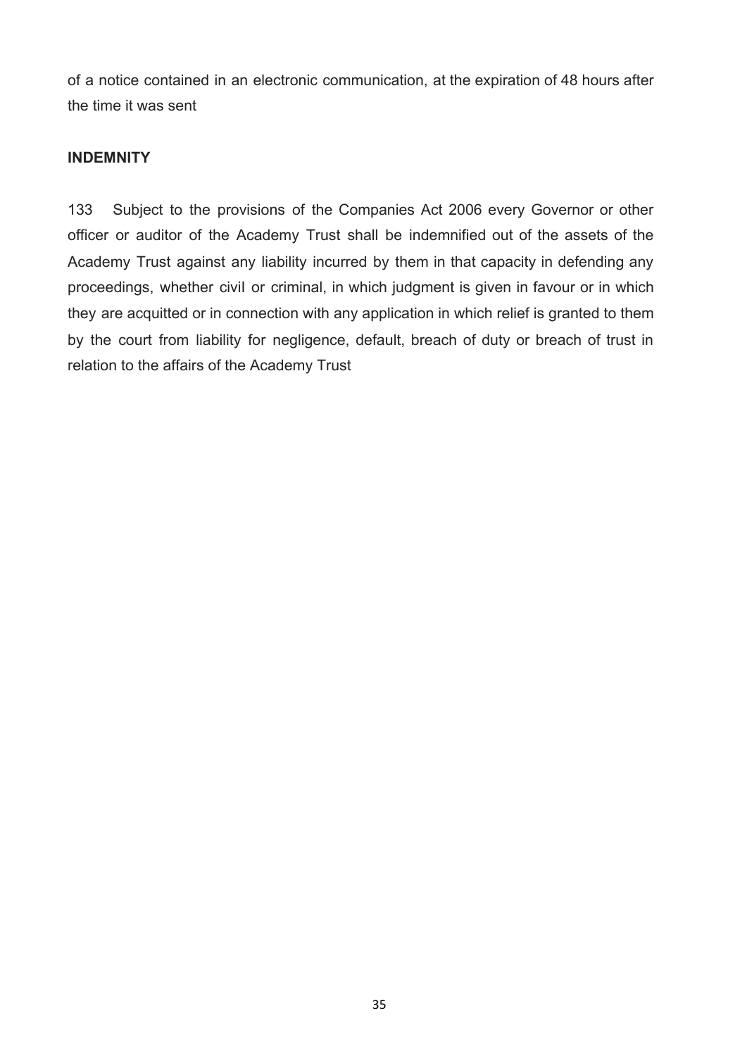of a notice contained in an electronic communication, at the expiration of 48 hours after the time it was sent

**INDEMNITY**

133 Subject to the provisions of the Companies Act 2006 every Governor or other officer or auditor of the Academy Trust shall be indemnified out of the assets of the Academy Trust against any liability incurred by them in that capacity in defending any proceedings, whether civil or criminal, in which judgment is given in favour or in which they are acquitted or in connection with any application in which relief is granted to them by the court from liability for negligence, default, breach of duty or breach of trust in relation to the affairs of the Academy Trust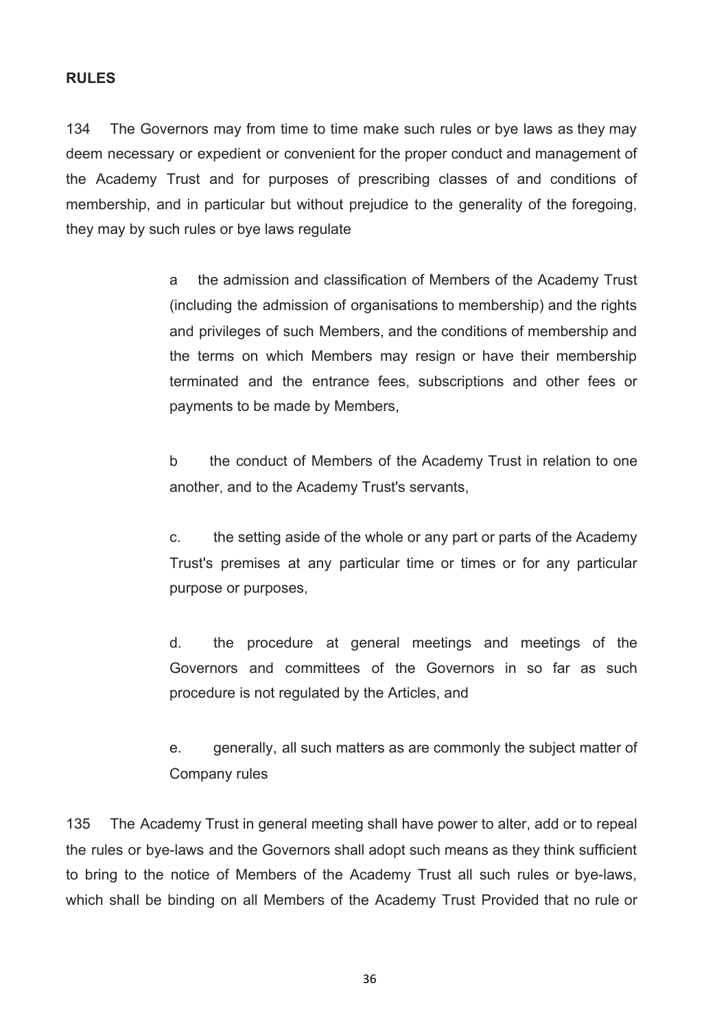**RULES**

134 The Governors may from time to time make such rules or bye laws as they may deem necessary or expedient or convenient for the proper conduct and management of the Academy Trust and for purposes of prescribing classes of and conditions of membership, and in particular but without prejudice to the generality of the foregoing, they may by such rules or bye laws regulate

> a the admission and classification of Members of the Academy Trust (including the admission of organisations to membership) and the rights and privileges of such Members, and the conditions of membership and the terms on which Members may resign or have their membership terminated and the entrance fees, subscriptions and other fees or payments to be made by Members,
>
> b the conduct of Members of the Academy Trust in relation to one another, and to the Academy Trust's servants,
>
> c. the setting aside of the whole or any part or parts of the Academy Trust's premises at any particular time or times or for any particular purpose or purposes,
>
> d. the procedure at general meetings and meetings of the Governors and committees of the Governors in so far as such procedure is not regulated by the Articles, and
>
> e. generally, all such matters as are commonly the subject matter of Company rules

135 The Academy Trust in general meeting shall have power to alter, add or to repeal the rules or bye-laws and the Governors shall adopt such means as they think sufficient to bring to the notice of Members of the Academy Trust all such rules or bye-laws, which shall be binding on all Members of the Academy Trust Provided that no rule or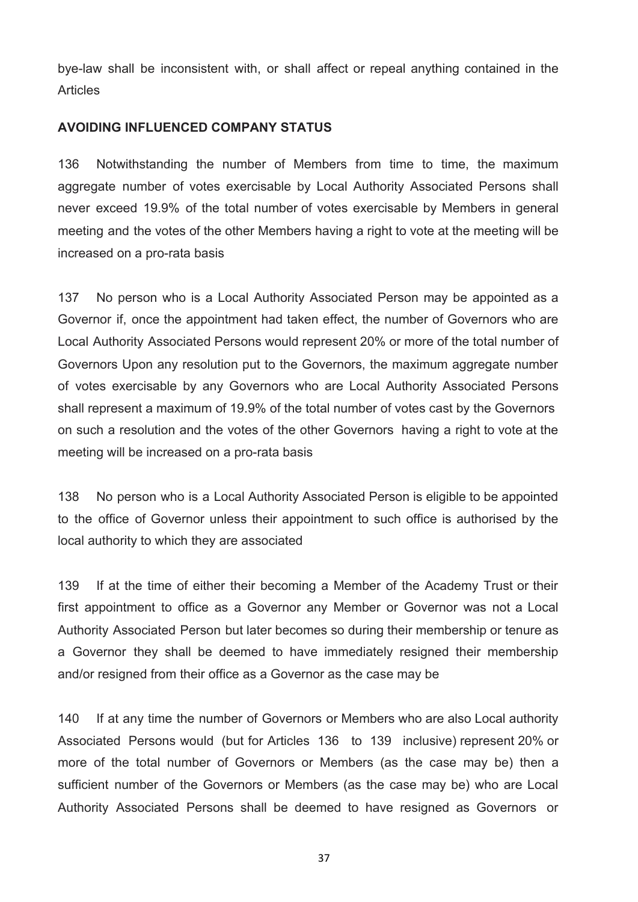bye-law shall be inconsistent with, or shall affect or repeal anything contained in the Articles

## AVOIDING INFLUENCED COMPANY STATUS

136 Notwithstanding the number of Members from time to time, the maximum aggregate number of votes exercisable by Local Authority Associated Persons shall never exceed 19.9% of the total number of votes exercisable by Members in general meeting and the votes of the other Members having a right to vote at the meeting will be increased on a pro-rata basis

137 No person who is a Local Authority Associated Person may be appointed as a Governor if, once the appointment had taken effect, the number of Governors who are Local Authority Associated Persons would represent 20% or more of the total number of Governors Upon any resolution put to the Governors, the maximum aggregate number of votes exercisable by any Governors who are Local Authority Associated Persons shall represent a maximum of 19.9% of the total number of votes cast by the Governors on such a resolution and the votes of the other Governors having a right to vote at the meeting will be increased on a pro-rata basis

138 No person who is a Local Authority Associated Person is eligible to be appointed to the office of Governor unless their appointment to such office is authorised by the local authority to which they are associated

139 If at the time of either their becoming a Member of the Academy Trust or their first appointment to office as a Governor any Member or Governor was not a Local Authority Associated Person but later becomes so during their membership or tenure as a Governor they shall be deemed to have immediately resigned their membership and/or resigned from their office as a Governor as the case may be

140 If at any time the number of Governors or Members who are also Local authority Associated Persons would (but for Articles 136 to 139 inclusive) represent 20% or more of the total number of Governors or Members (as the case may be) then a sufficient number of the Governors or Members (as the case may be) who are Local Authority Associated Persons shall be deemed to have resigned as Governors or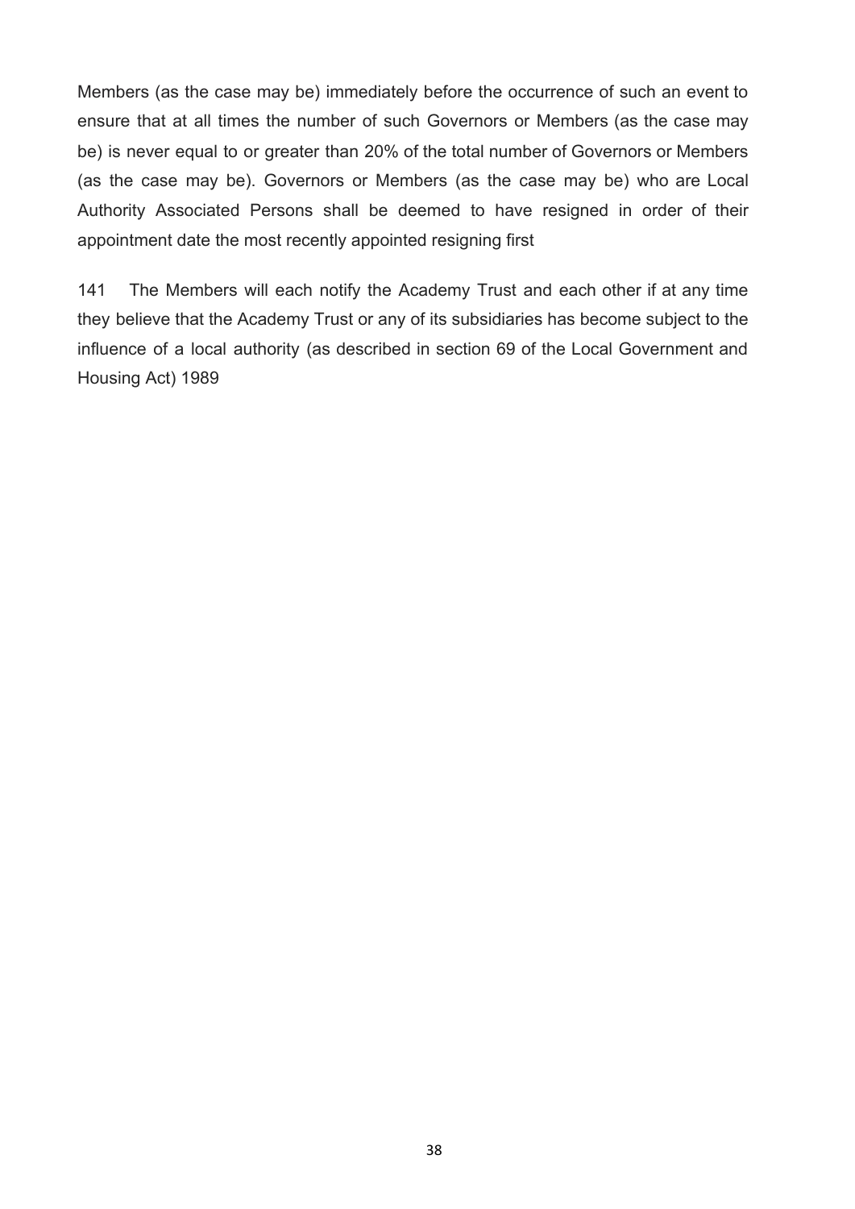Members (as the case may be) immediately before the occurrence of such an event to ensure that at all times the number of such Governors or Members (as the case may be) is never equal to or greater than 20% of the total number of Governors or Members (as the case may be). Governors or Members (as the case may be) who are Local Authority Associated Persons shall be deemed to have resigned in order of their appointment date the most recently appointed resigning first

141 The Members will each notify the Academy Trust and each other if at any time they believe that the Academy Trust or any of its subsidiaries has become subject to the influence of a local authority (as described in section 69 of the Local Government and Housing Act) 1989